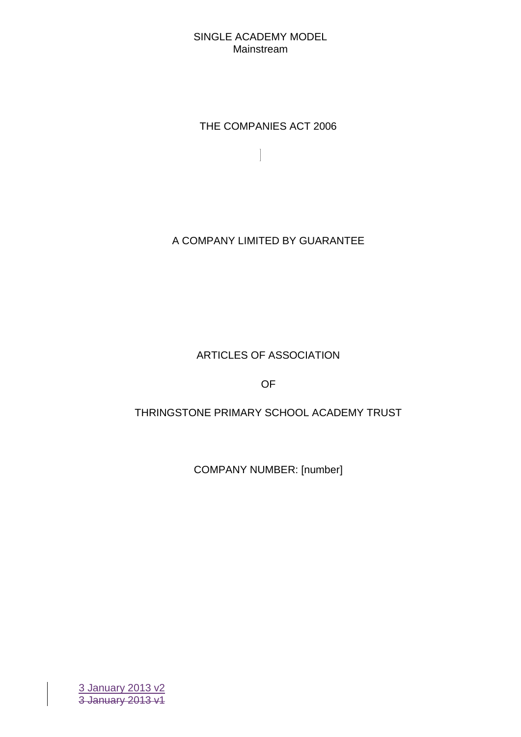SINGLE ACADEMY MODEL
Mainstream

THE COMPANIES ACT 2006

A COMPANY LIMITED BY GUARANTEE

ARTICLES OF ASSOCIATION

OF

THRINGSTONE PRIMARY SCHOOL ACADEMY TRUST

COMPANY NUMBER: [number]

3 January 2013 v2
~~3 January 2013 v1~~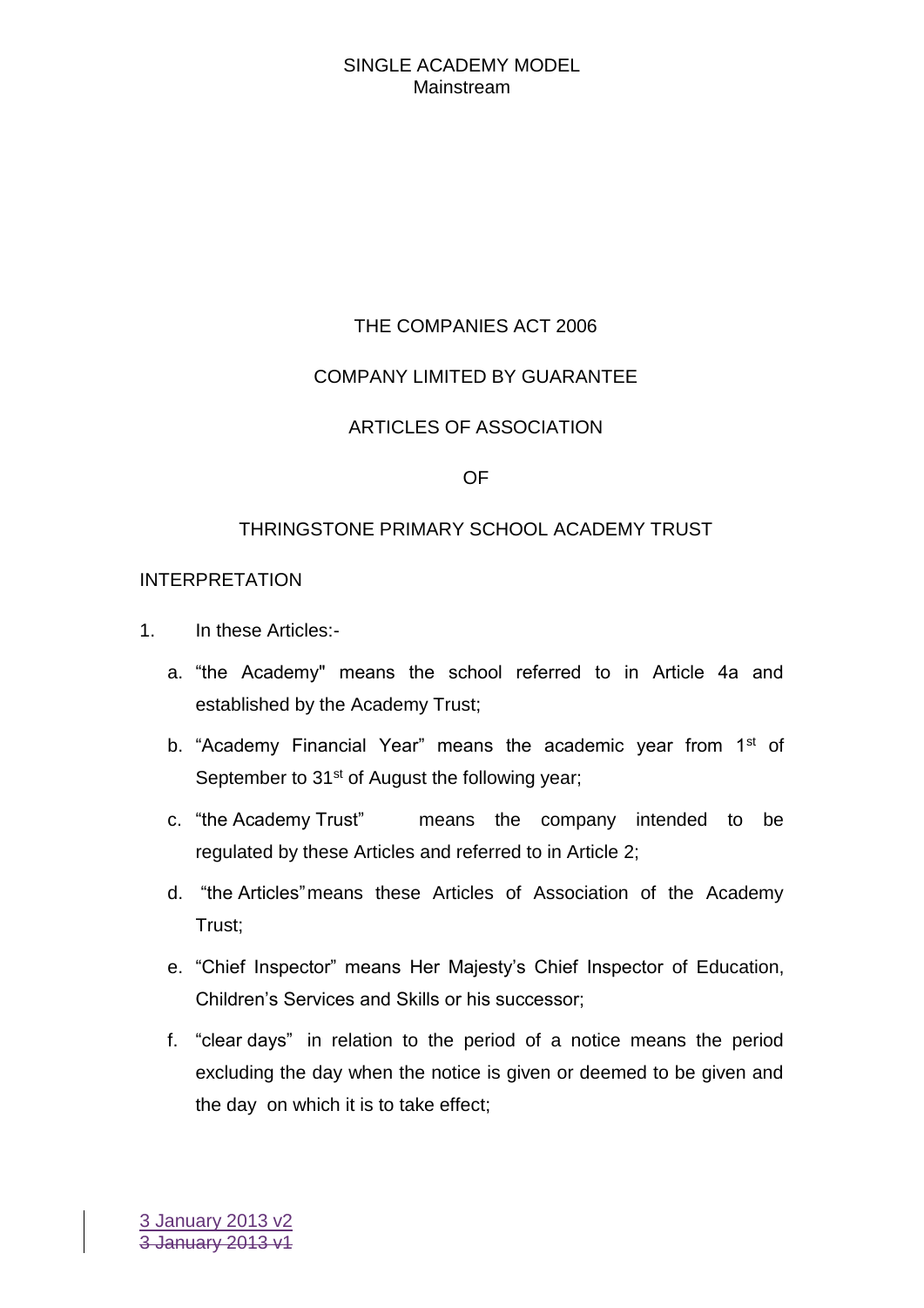THE COMPANIES ACT 2006

COMPANY LIMITED BY GUARANTEE

ARTICLES OF ASSOCIATION

OF

THRINGSTONE PRIMARY SCHOOL ACADEMY TRUST

INTERPRETATION

1. In these Articles:-

   a. "the Academy" means the school referred to in Article 4a and established by the Academy Trust;

   b. "Academy Financial Year" means the academic year from 1st of September to 31st of August the following year;

   c. "the Academy Trust" means the company intended to be regulated by these Articles and referred to in Article 2;

   d. "the Articles" means these Articles of Association of the Academy Trust;

   e. "Chief Inspector" means Her Majesty's Chief Inspector of Education, Children's Services and Skills or his successor;

   f. "clear days" in relation to the period of a notice means the period excluding the day when the notice is given or deemed to be given and the day on which it is to take effect;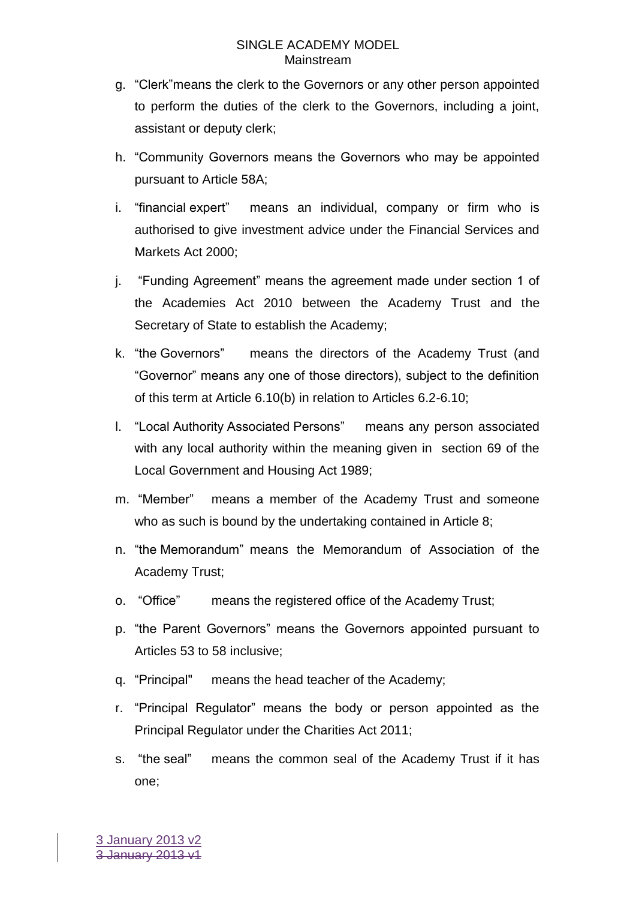g. "Clerk"means the clerk to the Governors or any other person appointed to perform the duties of the clerk to the Governors, including a joint, assistant or deputy clerk;

h. "Community Governors means the Governors who may be appointed pursuant to Article 58A;

i. "financial expert" means an individual, company or firm who is authorised to give investment advice under the Financial Services and Markets Act 2000;

j. "Funding Agreement" means the agreement made under section 1 of the Academies Act 2010 between the Academy Trust and the Secretary of State to establish the Academy;

k. "the Governors" means the directors of the Academy Trust (and "Governor" means any one of those directors), subject to the definition of this term at Article 6.10(b) in relation to Articles 6.2-6.10;

l. "Local Authority Associated Persons" means any person associated with any local authority within the meaning given in section 69 of the Local Government and Housing Act 1989;

m. "Member" means a member of the Academy Trust and someone who as such is bound by the undertaking contained in Article 8;

n. "the Memorandum" means the Memorandum of Association of the Academy Trust;

o. "Office" means the registered office of the Academy Trust;

p. "the Parent Governors" means the Governors appointed pursuant to Articles 53 to 58 inclusive;

q. "Principal" means the head teacher of the Academy;

r. "Principal Regulator" means the body or person appointed as the Principal Regulator under the Charities Act 2011;

s. "the seal" means the common seal of the Academy Trust if it has one;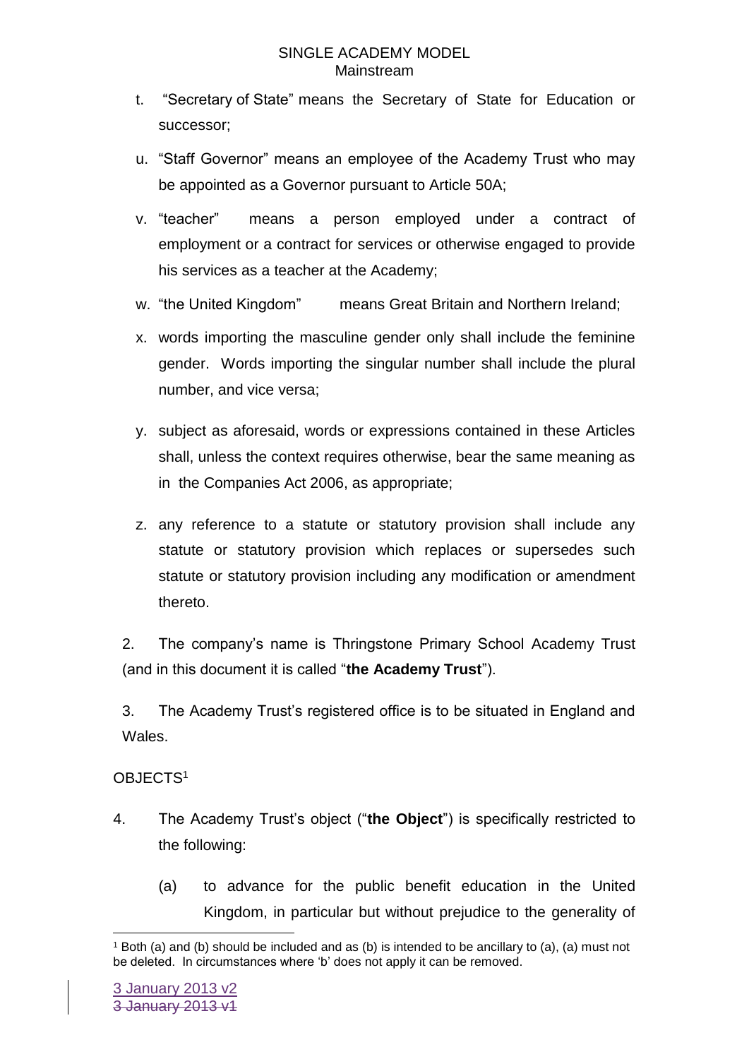t. "Secretary of State" means the Secretary of State for Education or successor;

u. "Staff Governor" means an employee of the Academy Trust who may be appointed as a Governor pursuant to Article 50A;

v. "teacher" means a person employed under a contract of employment or a contract for services or otherwise engaged to provide his services as a teacher at the Academy;

w. "the United Kingdom" means Great Britain and Northern Ireland;

x. words importing the masculine gender only shall include the feminine gender. Words importing the singular number shall include the plural number, and vice versa;

y. subject as aforesaid, words or expressions contained in these Articles shall, unless the context requires otherwise, bear the same meaning as in the Companies Act 2006, as appropriate;

z. any reference to a statute or statutory provision shall include any statute or statutory provision which replaces or supersedes such statute or statutory provision including any modification or amendment thereto.

2. The company's name is Thringstone Primary School Academy Trust (and in this document it is called "**the Academy Trust**").

3. The Academy Trust's registered office is to be situated in England and Wales.

OBJECTS[1]

4. The Academy Trust's object ("**the Object**") is specifically restricted to the following:

(a) to advance for the public benefit education in the United Kingdom, in particular but without prejudice to the generality of

[1] Both (a) and (b) should be included and as (b) is intended to be ancillary to (a), (a) must not be deleted. In circumstances where 'b' does not apply it can be removed.

3 January 2013 v2
~~3 January 2013 v1~~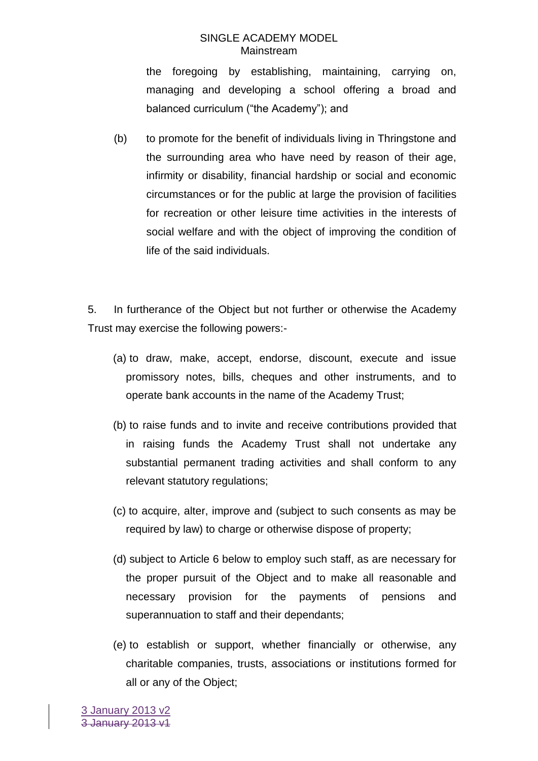the foregoing by establishing, maintaining, carrying on, managing and developing a school offering a broad and balanced curriculum ("the Academy"); and

(b) to promote for the benefit of individuals living in Thringstone and the surrounding area who have need by reason of their age, infirmity or disability, financial hardship or social and economic circumstances or for the public at large the provision of facilities for recreation or other leisure time activities in the interests of social welfare and with the object of improving the condition of life of the said individuals.

5. In furtherance of the Object but not further or otherwise the Academy Trust may exercise the following powers:-

(a) to draw, make, accept, endorse, discount, execute and issue promissory notes, bills, cheques and other instruments, and to operate bank accounts in the name of the Academy Trust;

(b) to raise funds and to invite and receive contributions provided that in raising funds the Academy Trust shall not undertake any substantial permanent trading activities and shall conform to any relevant statutory regulations;

(c) to acquire, alter, improve and (subject to such consents as may be required by law) to charge or otherwise dispose of property;

(d) subject to Article 6 below to employ such staff, as are necessary for the proper pursuit of the Object and to make all reasonable and necessary provision for the payments of pensions and superannuation to staff and their dependants;

(e) to establish or support, whether financially or otherwise, any charitable companies, trusts, associations or institutions formed for all or any of the Object;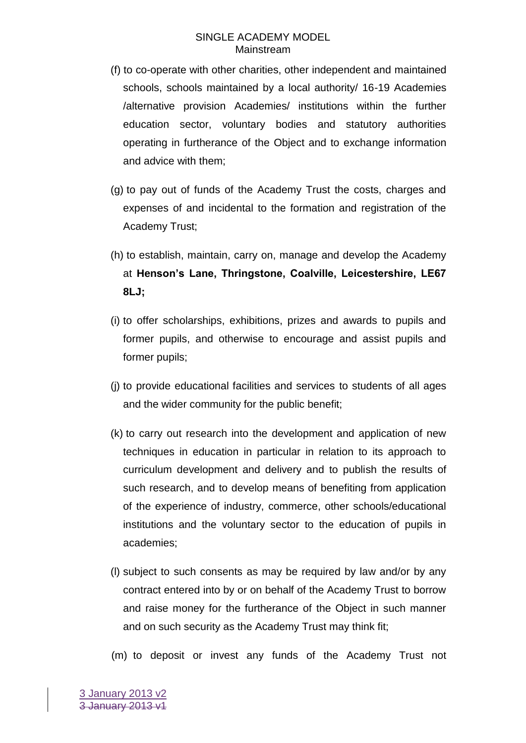(f) to co-operate with other charities, other independent and maintained schools, schools maintained by a local authority/ 16-19 Academies /alternative provision Academies/ institutions within the further education sector, voluntary bodies and statutory authorities operating in furtherance of the Object and to exchange information and advice with them;

(g) to pay out of funds of the Academy Trust the costs, charges and expenses of and incidental to the formation and registration of the Academy Trust;

(h) to establish, maintain, carry on, manage and develop the Academy at **Henson's Lane, Thringstone, Coalville, Leicestershire, LE67 8LJ;**

(i) to offer scholarships, exhibitions, prizes and awards to pupils and former pupils, and otherwise to encourage and assist pupils and former pupils;

(j) to provide educational facilities and services to students of all ages and the wider community for the public benefit;

(k) to carry out research into the development and application of new techniques in education in particular in relation to its approach to curriculum development and delivery and to publish the results of such research, and to develop means of benefiting from application of the experience of industry, commerce, other schools/educational institutions and the voluntary sector to the education of pupils in academies;

(l) subject to such consents as may be required by law and/or by any contract entered into by or on behalf of the Academy Trust to borrow and raise money for the furtherance of the Object in such manner and on such security as the Academy Trust may think fit;

(m) to deposit or invest any funds of the Academy Trust not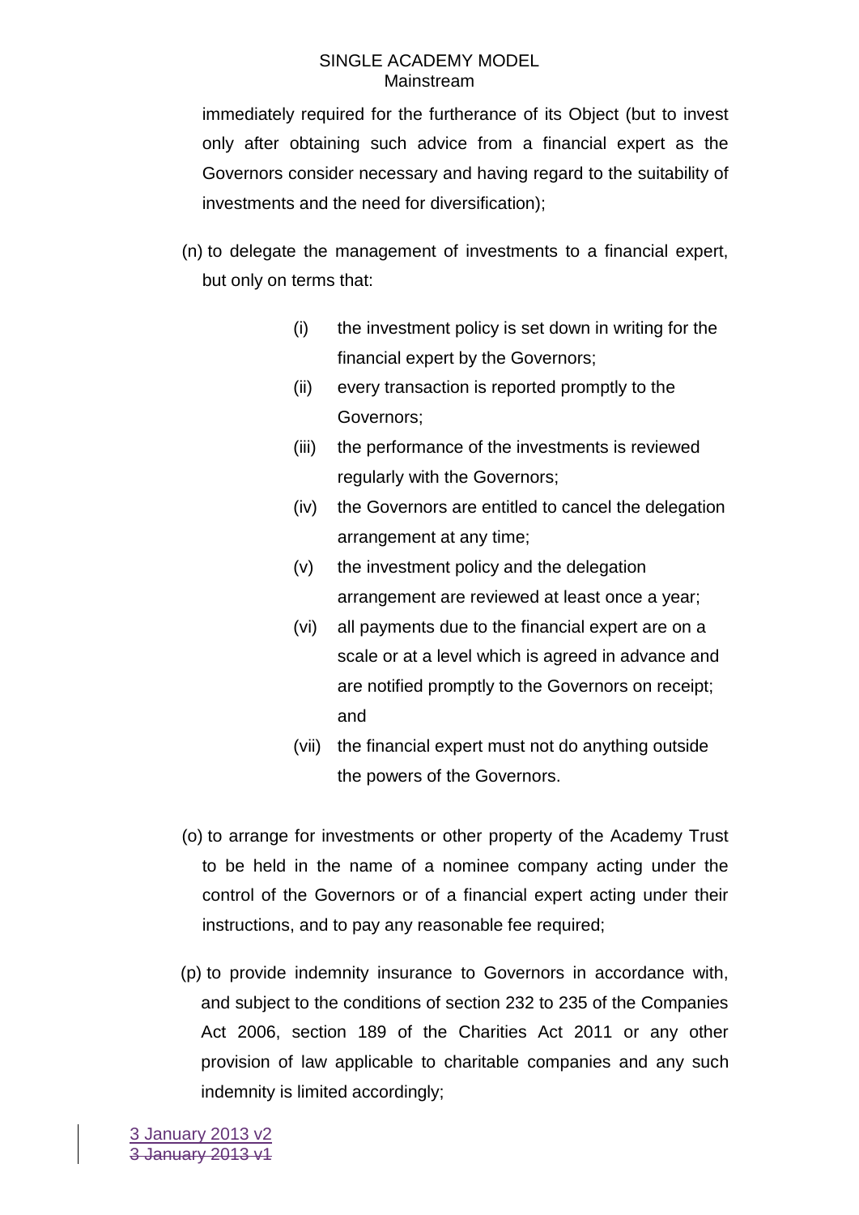immediately required for the furtherance of its Object (but to invest only after obtaining such advice from a financial expert as the Governors consider necessary and having regard to the suitability of investments and the need for diversification);

(n) to delegate the management of investments to a financial expert, but only on terms that:

- (i) the investment policy is set down in writing for the financial expert by the Governors;
- (ii) every transaction is reported promptly to the Governors;
- (iii) the performance of the investments is reviewed regularly with the Governors;
- (iv) the Governors are entitled to cancel the delegation arrangement at any time;
- (v) the investment policy and the delegation arrangement are reviewed at least once a year;
- (vi) all payments due to the financial expert are on a scale or at a level which is agreed in advance and are notified promptly to the Governors on receipt; and
- (vii) the financial expert must not do anything outside the powers of the Governors.

(o) to arrange for investments or other property of the Academy Trust to be held in the name of a nominee company acting under the control of the Governors or of a financial expert acting under their instructions, and to pay any reasonable fee required;

(p) to provide indemnity insurance to Governors in accordance with, and subject to the conditions of section 232 to 235 of the Companies Act 2006, section 189 of the Charities Act 2011 or any other provision of law applicable to charitable companies and any such indemnity is limited accordingly;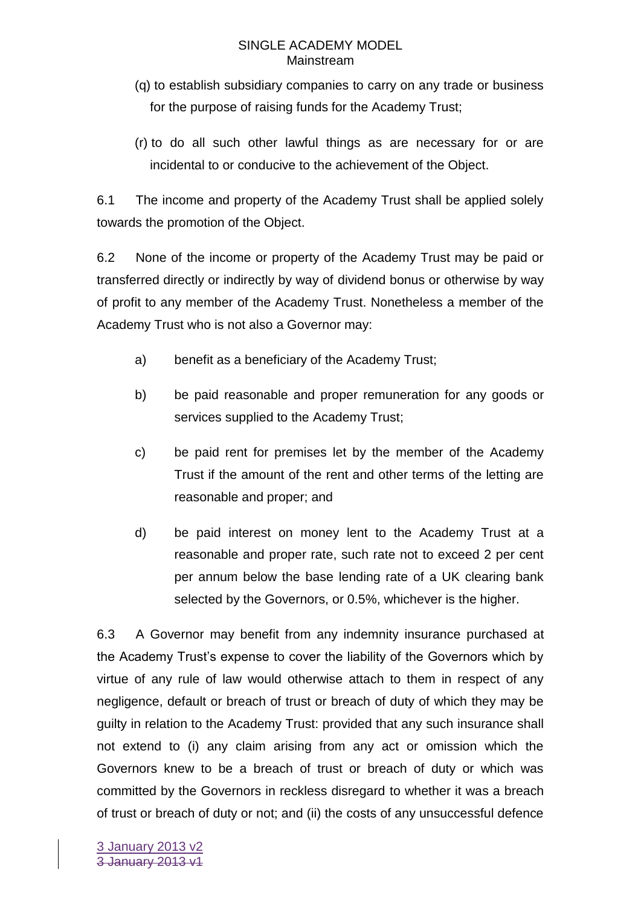(q) to establish subsidiary companies to carry on any trade or business for the purpose of raising funds for the Academy Trust;

(r) to do all such other lawful things as are necessary for or are incidental to or conducive to the achievement of the Object.

6.1 The income and property of the Academy Trust shall be applied solely towards the promotion of the Object.

6.2 None of the income or property of the Academy Trust may be paid or transferred directly or indirectly by way of dividend bonus or otherwise by way of profit to any member of the Academy Trust. Nonetheless a member of the Academy Trust who is not also a Governor may:

a) benefit as a beneficiary of the Academy Trust;

b) be paid reasonable and proper remuneration for any goods or services supplied to the Academy Trust;

c) be paid rent for premises let by the member of the Academy Trust if the amount of the rent and other terms of the letting are reasonable and proper; and

d) be paid interest on money lent to the Academy Trust at a reasonable and proper rate, such rate not to exceed 2 per cent per annum below the base lending rate of a UK clearing bank selected by the Governors, or 0.5%, whichever is the higher.

6.3 A Governor may benefit from any indemnity insurance purchased at the Academy Trust's expense to cover the liability of the Governors which by virtue of any rule of law would otherwise attach to them in respect of any negligence, default or breach of trust or breach of duty of which they may be guilty in relation to the Academy Trust: provided that any such insurance shall not extend to (i) any claim arising from any act or omission which the Governors knew to be a breach of trust or breach of duty or which was committed by the Governors in reckless disregard to whether it was a breach of trust or breach of duty or not; and (ii) the costs of any unsuccessful defence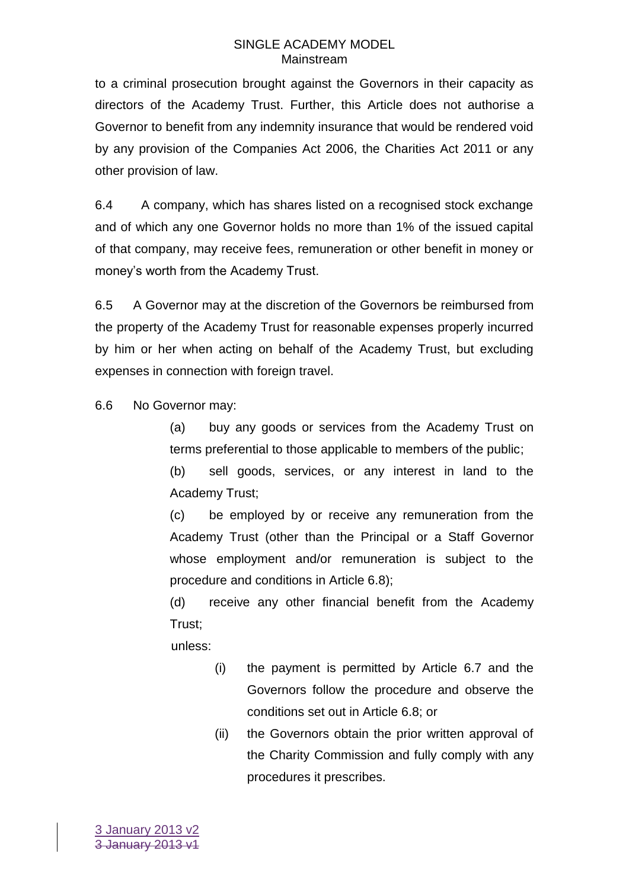to a criminal prosecution brought against the Governors in their capacity as directors of the Academy Trust. Further, this Article does not authorise a Governor to benefit from any indemnity insurance that would be rendered void by any provision of the Companies Act 2006, the Charities Act 2011 or any other provision of law.

6.4 A company, which has shares listed on a recognised stock exchange and of which any one Governor holds no more than 1% of the issued capital of that company, may receive fees, remuneration or other benefit in money or money's worth from the Academy Trust.

6.5 A Governor may at the discretion of the Governors be reimbursed from the property of the Academy Trust for reasonable expenses properly incurred by him or her when acting on behalf of the Academy Trust, but excluding expenses in connection with foreign travel.

6.6 No Governor may:

> (a) buy any goods or services from the Academy Trust on terms preferential to those applicable to members of the public;
>
> (b) sell goods, services, or any interest in land to the Academy Trust;
>
> (c) be employed by or receive any remuneration from the Academy Trust (other than the Principal or a Staff Governor whose employment and/or remuneration is subject to the procedure and conditions in Article 6.8);
>
> (d) receive any other financial benefit from the Academy Trust;
>
> unless:
>
> > (i) the payment is permitted by Article 6.7 and the Governors follow the procedure and observe the conditions set out in Article 6.8; or
> >
> > (ii) the Governors obtain the prior written approval of the Charity Commission and fully comply with any procedures it prescribes.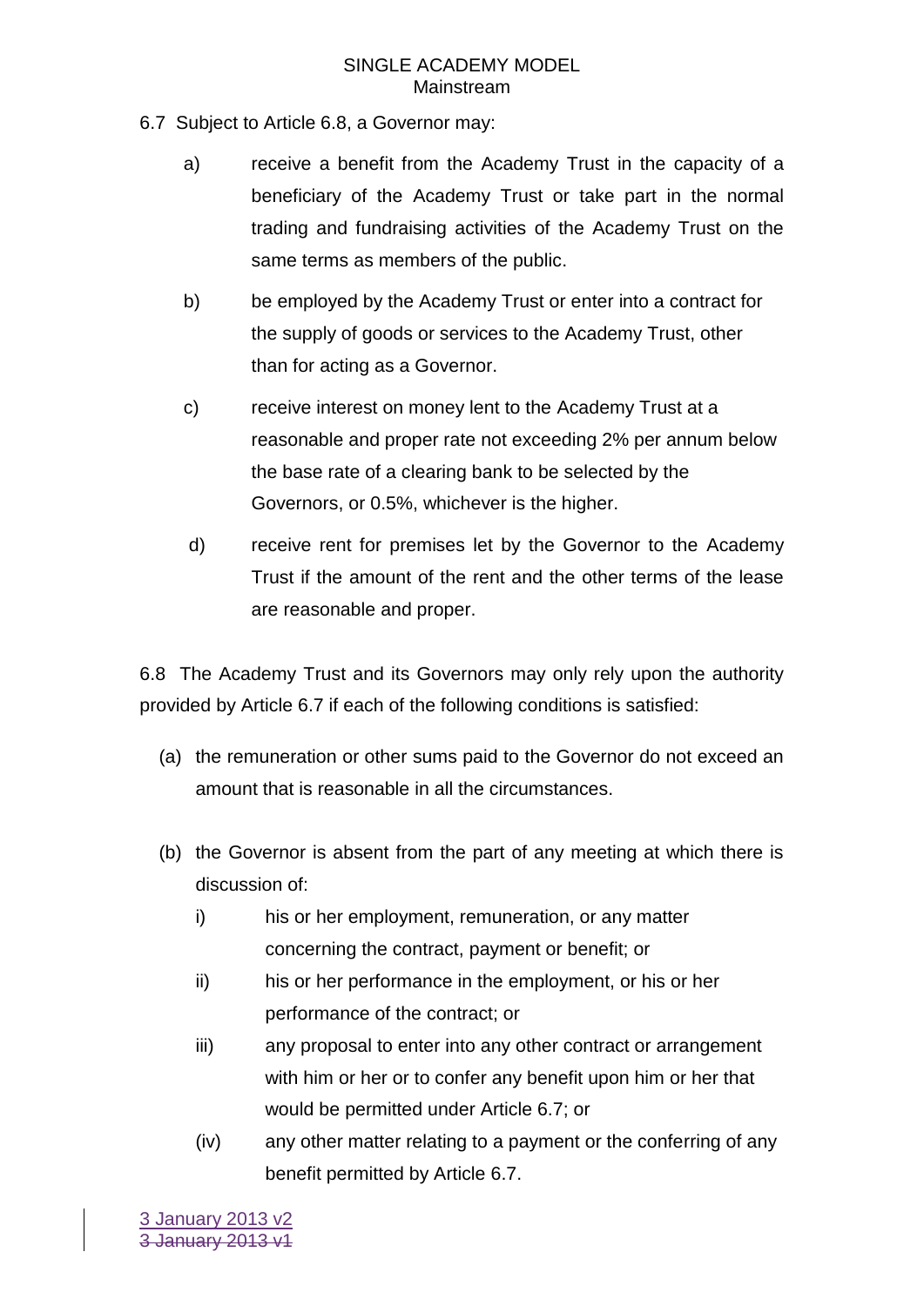6.7 Subject to Article 6.8, a Governor may:

a) receive a benefit from the Academy Trust in the capacity of a beneficiary of the Academy Trust or take part in the normal trading and fundraising activities of the Academy Trust on the same terms as members of the public.

b) be employed by the Academy Trust or enter into a contract for the supply of goods or services to the Academy Trust, other than for acting as a Governor.

c) receive interest on money lent to the Academy Trust at a reasonable and proper rate not exceeding 2% per annum below the base rate of a clearing bank to be selected by the Governors, or 0.5%, whichever is the higher.

d) receive rent for premises let by the Governor to the Academy Trust if the amount of the rent and the other terms of the lease are reasonable and proper.

6.8 The Academy Trust and its Governors may only rely upon the authority provided by Article 6.7 if each of the following conditions is satisfied:

(a) the remuneration or other sums paid to the Governor do not exceed an amount that is reasonable in all the circumstances.

(b) the Governor is absent from the part of any meeting at which there is discussion of:

i) his or her employment, remuneration, or any matter concerning the contract, payment or benefit; or

ii) his or her performance in the employment, or his or her performance of the contract; or

iii) any proposal to enter into any other contract or arrangement with him or her or to confer any benefit upon him or her that would be permitted under Article 6.7; or

(iv) any other matter relating to a payment or the conferring of any benefit permitted by Article 6.7.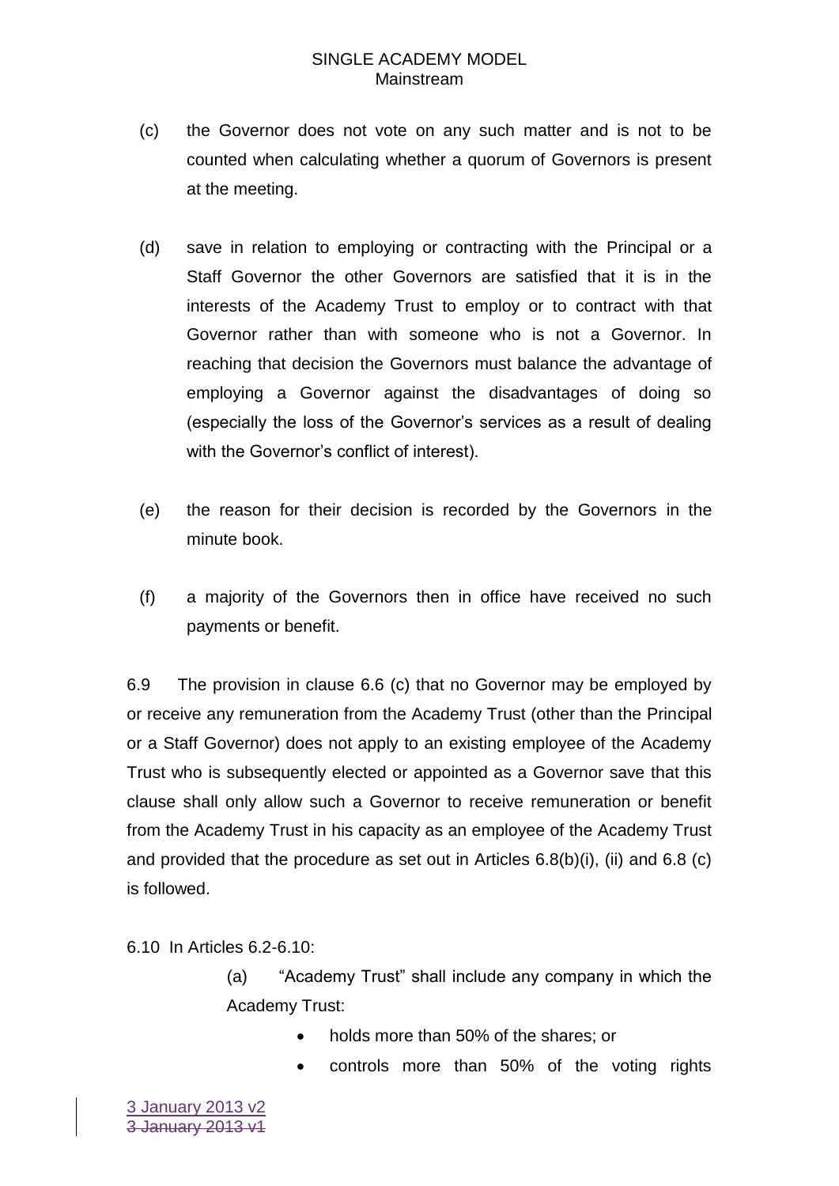(c) the Governor does not vote on any such matter and is not to be counted when calculating whether a quorum of Governors is present at the meeting.

(d) save in relation to employing or contracting with the Principal or a Staff Governor the other Governors are satisfied that it is in the interests of the Academy Trust to employ or to contract with that Governor rather than with someone who is not a Governor. In reaching that decision the Governors must balance the advantage of employing a Governor against the disadvantages of doing so (especially the loss of the Governor's services as a result of dealing with the Governor's conflict of interest).

(e) the reason for their decision is recorded by the Governors in the minute book.

(f) a majority of the Governors then in office have received no such payments or benefit.

6.9 The provision in clause 6.6 (c) that no Governor may be employed by or receive any remuneration from the Academy Trust (other than the Principal or a Staff Governor) does not apply to an existing employee of the Academy Trust who is subsequently elected or appointed as a Governor save that this clause shall only allow such a Governor to receive remuneration or benefit from the Academy Trust in his capacity as an employee of the Academy Trust and provided that the procedure as set out in Articles 6.8(b)(i), (ii) and 6.8 (c) is followed.

6.10 In Articles 6.2-6.10:

(a) "Academy Trust" shall include any company in which the Academy Trust:

- holds more than 50% of the shares; or
- controls more than 50% of the voting rights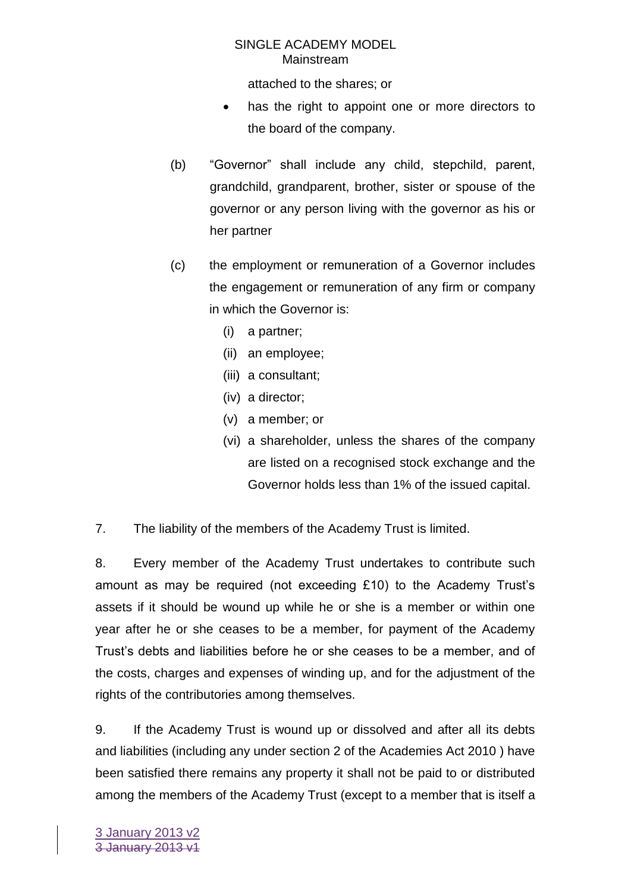attached to the shares; or

- has the right to appoint one or more directors to the board of the company.

(b) "Governor" shall include any child, stepchild, parent, grandchild, grandparent, brother, sister or spouse of the governor or any person living with the governor as his or her partner

(c) the employment or remuneration of a Governor includes the engagement or remuneration of any firm or company in which the Governor is:

   (i) a partner;
   (ii) an employee;
   (iii) a consultant;
   (iv) a director;
   (v) a member; or
   (vi) a shareholder, unless the shares of the company are listed on a recognised stock exchange and the Governor holds less than 1% of the issued capital.

7. The liability of the members of the Academy Trust is limited.

8. Every member of the Academy Trust undertakes to contribute such amount as may be required (not exceeding £10) to the Academy Trust's assets if it should be wound up while he or she is a member or within one year after he or she ceases to be a member, for payment of the Academy Trust's debts and liabilities before he or she ceases to be a member, and of the costs, charges and expenses of winding up, and for the adjustment of the rights of the contributories among themselves.

9. If the Academy Trust is wound up or dissolved and after all its debts and liabilities (including any under section 2 of the Academies Act 2010 ) have been satisfied there remains any property it shall not be paid to or distributed among the members of the Academy Trust (except to a member that is itself a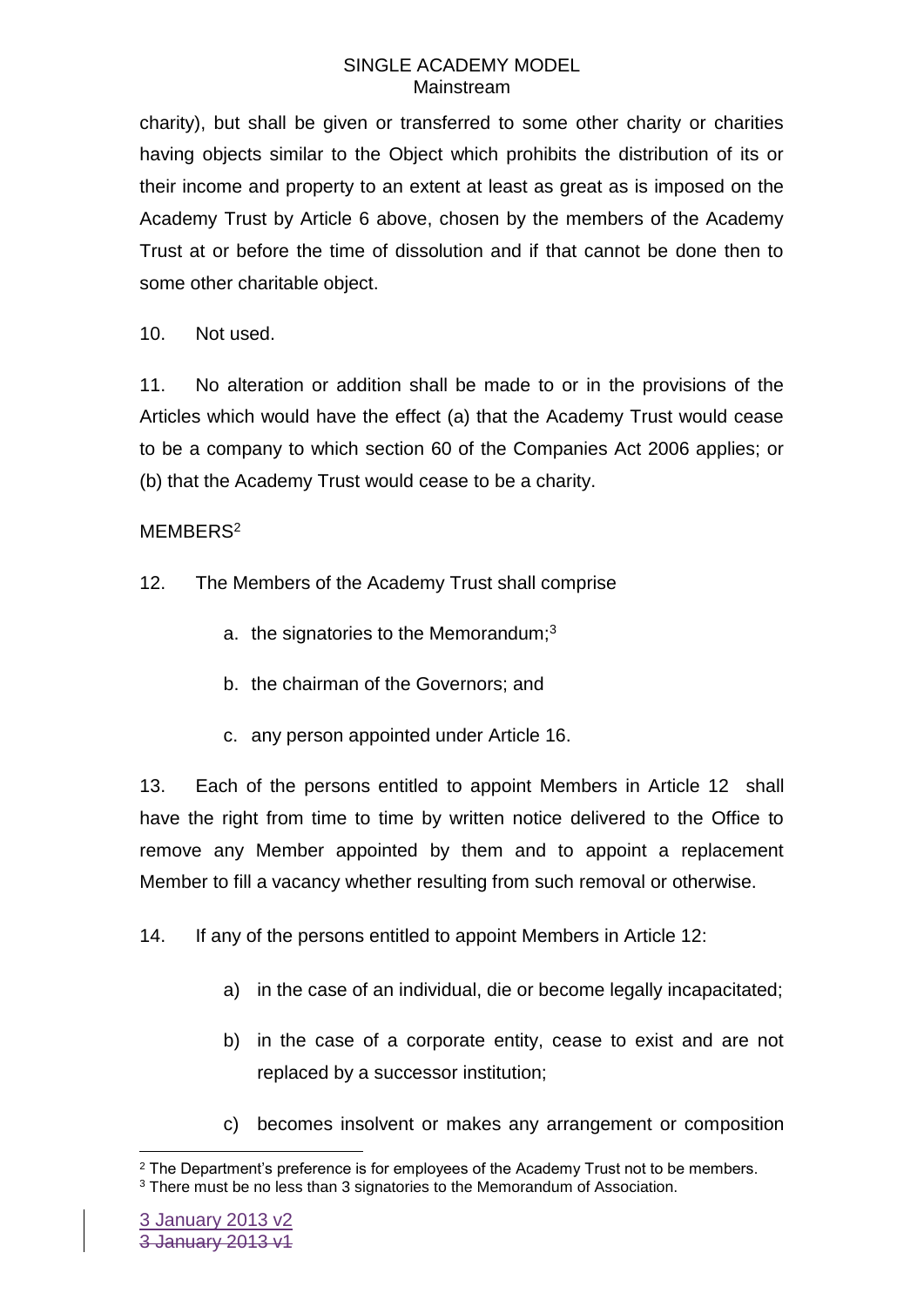charity), but shall be given or transferred to some other charity or charities having objects similar to the Object which prohibits the distribution of its or their income and property to an extent at least as great as is imposed on the Academy Trust by Article 6 above, chosen by the members of the Academy Trust at or before the time of dissolution and if that cannot be done then to some other charitable object.

10. Not used.

11. No alteration or addition shall be made to or in the provisions of the Articles which would have the effect (a) that the Academy Trust would cease to be a company to which section 60 of the Companies Act 2006 applies; or (b) that the Academy Trust would cease to be a charity.

MEMBERS[2]

12. The Members of the Academy Trust shall comprise

a. the signatories to the Memorandum;[3]

b. the chairman of the Governors; and

c. any person appointed under Article 16.

13. Each of the persons entitled to appoint Members in Article 12 shall have the right from time to time by written notice delivered to the Office to remove any Member appointed by them and to appoint a replacement Member to fill a vacancy whether resulting from such removal or otherwise.

14. If any of the persons entitled to appoint Members in Article 12:

a) in the case of an individual, die or become legally incapacitated;

b) in the case of a corporate entity, cease to exist and are not replaced by a successor institution;

c) becomes insolvent or makes any arrangement or composition

[2] The Department's preference is for employees of the Academy Trust not to be members.

[3] There must be no less than 3 signatories to the Memorandum of Association.

3 January 2013 v2

~~3 January 2013 v1~~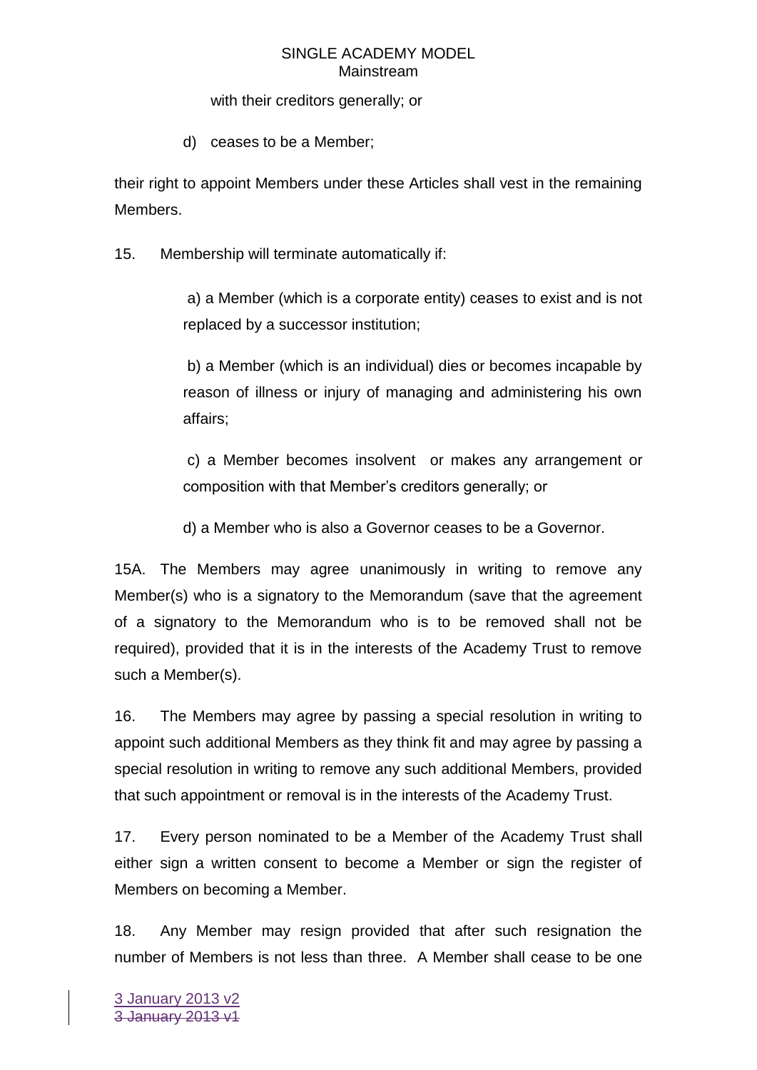with their creditors generally; or

d) ceases to be a Member;

their right to appoint Members under these Articles shall vest in the remaining Members.

15. Membership will terminate automatically if:

a) a Member (which is a corporate entity) ceases to exist and is not replaced by a successor institution;

b) a Member (which is an individual) dies or becomes incapable by reason of illness or injury of managing and administering his own affairs;

c) a Member becomes insolvent or makes any arrangement or composition with that Member's creditors generally; or

d) a Member who is also a Governor ceases to be a Governor.

15A. The Members may agree unanimously in writing to remove any Member(s) who is a signatory to the Memorandum (save that the agreement of a signatory to the Memorandum who is to be removed shall not be required), provided that it is in the interests of the Academy Trust to remove such a Member(s).

16. The Members may agree by passing a special resolution in writing to appoint such additional Members as they think fit and may agree by passing a special resolution in writing to remove any such additional Members, provided that such appointment or removal is in the interests of the Academy Trust.

17. Every person nominated to be a Member of the Academy Trust shall either sign a written consent to become a Member or sign the register of Members on becoming a Member.

18. Any Member may resign provided that after such resignation the number of Members is not less than three. A Member shall cease to be one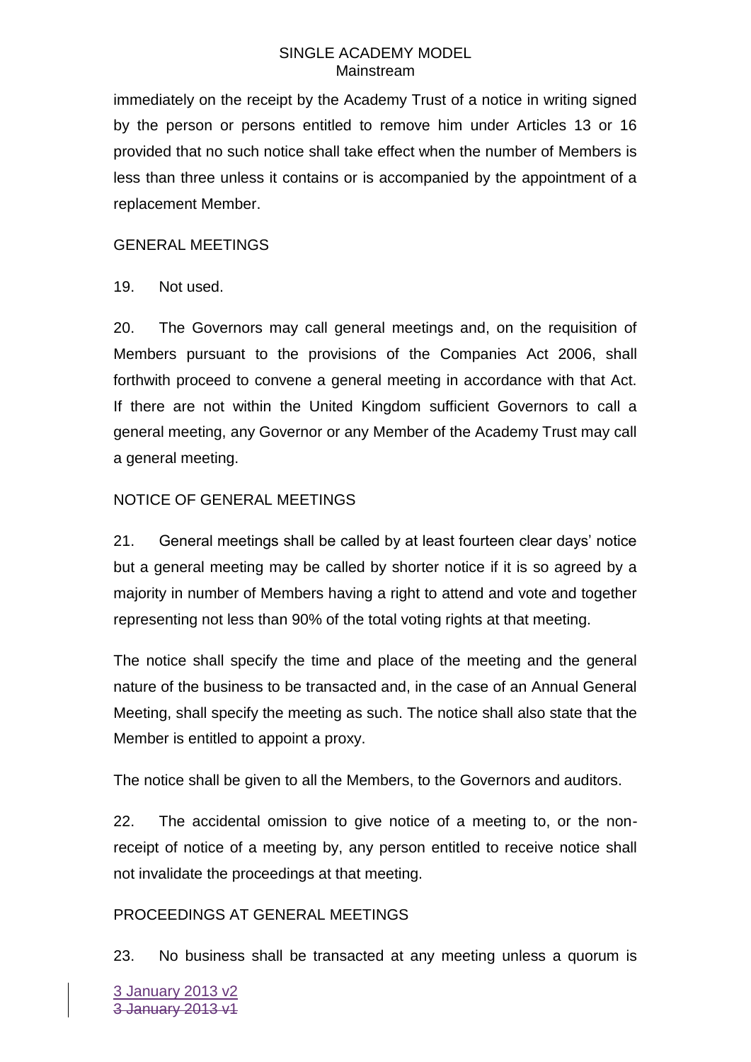immediately on the receipt by the Academy Trust of a notice in writing signed by the person or persons entitled to remove him under Articles 13 or 16 provided that no such notice shall take effect when the number of Members is less than three unless it contains or is accompanied by the appointment of a replacement Member.

## GENERAL MEETINGS

19. Not used.

20. The Governors may call general meetings and, on the requisition of Members pursuant to the provisions of the Companies Act 2006, shall forthwith proceed to convene a general meeting in accordance with that Act. If there are not within the United Kingdom sufficient Governors to call a general meeting, any Governor or any Member of the Academy Trust may call a general meeting.

## NOTICE OF GENERAL MEETINGS

21. General meetings shall be called by at least fourteen clear days' notice but a general meeting may be called by shorter notice if it is so agreed by a majority in number of Members having a right to attend and vote and together representing not less than 90% of the total voting rights at that meeting.

The notice shall specify the time and place of the meeting and the general nature of the business to be transacted and, in the case of an Annual General Meeting, shall specify the meeting as such. The notice shall also state that the Member is entitled to appoint a proxy.

The notice shall be given to all the Members, to the Governors and auditors.

22. The accidental omission to give notice of a meeting to, or the non-receipt of notice of a meeting by, any person entitled to receive notice shall not invalidate the proceedings at that meeting.

## PROCEEDINGS AT GENERAL MEETINGS

23. No business shall be transacted at any meeting unless a quorum is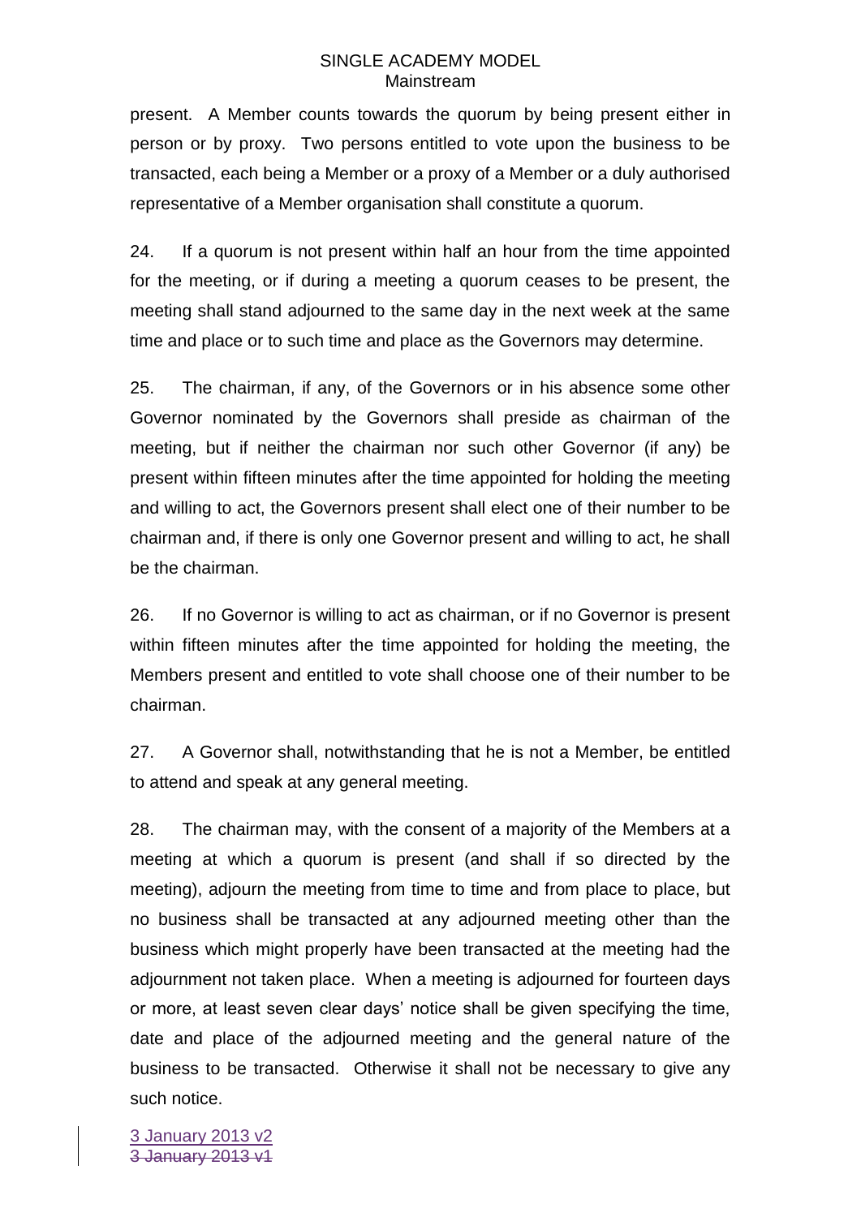present. A Member counts towards the quorum by being present either in person or by proxy. Two persons entitled to vote upon the business to be transacted, each being a Member or a proxy of a Member or a duly authorised representative of a Member organisation shall constitute a quorum.

24. If a quorum is not present within half an hour from the time appointed for the meeting, or if during a meeting a quorum ceases to be present, the meeting shall stand adjourned to the same day in the next week at the same time and place or to such time and place as the Governors may determine.

25. The chairman, if any, of the Governors or in his absence some other Governor nominated by the Governors shall preside as chairman of the meeting, but if neither the chairman nor such other Governor (if any) be present within fifteen minutes after the time appointed for holding the meeting and willing to act, the Governors present shall elect one of their number to be chairman and, if there is only one Governor present and willing to act, he shall be the chairman.

26. If no Governor is willing to act as chairman, or if no Governor is present within fifteen minutes after the time appointed for holding the meeting, the Members present and entitled to vote shall choose one of their number to be chairman.

27. A Governor shall, notwithstanding that he is not a Member, be entitled to attend and speak at any general meeting.

28. The chairman may, with the consent of a majority of the Members at a meeting at which a quorum is present (and shall if so directed by the meeting), adjourn the meeting from time to time and from place to place, but no business shall be transacted at any adjourned meeting other than the business which might properly have been transacted at the meeting had the adjournment not taken place. When a meeting is adjourned for fourteen days or more, at least seven clear days' notice shall be given specifying the time, date and place of the adjourned meeting and the general nature of the business to be transacted. Otherwise it shall not be necessary to give any such notice.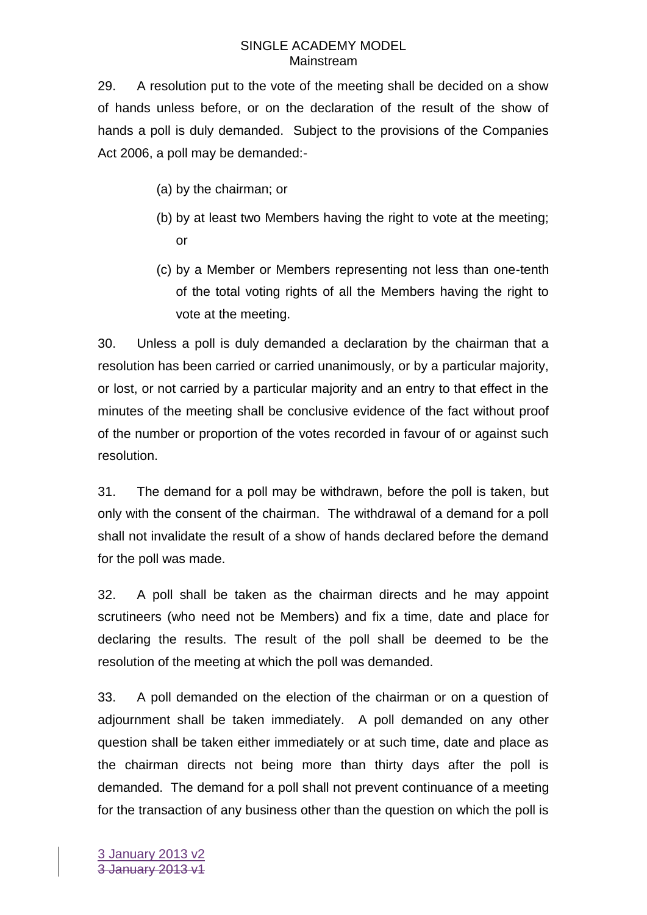29. A resolution put to the vote of the meeting shall be decided on a show of hands unless before, or on the declaration of the result of the show of hands a poll is duly demanded. Subject to the provisions of the Companies Act 2006, a poll may be demanded:-

(a) by the chairman; or

(b) by at least two Members having the right to vote at the meeting; or

(c) by a Member or Members representing not less than one-tenth of the total voting rights of all the Members having the right to vote at the meeting.

30. Unless a poll is duly demanded a declaration by the chairman that a resolution has been carried or carried unanimously, or by a particular majority, or lost, or not carried by a particular majority and an entry to that effect in the minutes of the meeting shall be conclusive evidence of the fact without proof of the number or proportion of the votes recorded in favour of or against such resolution.

31. The demand for a poll may be withdrawn, before the poll is taken, but only with the consent of the chairman. The withdrawal of a demand for a poll shall not invalidate the result of a show of hands declared before the demand for the poll was made.

32. A poll shall be taken as the chairman directs and he may appoint scrutineers (who need not be Members) and fix a time, date and place for declaring the results. The result of the poll shall be deemed to be the resolution of the meeting at which the poll was demanded.

33. A poll demanded on the election of the chairman or on a question of adjournment shall be taken immediately. A poll demanded on any other question shall be taken either immediately or at such time, date and place as the chairman directs not being more than thirty days after the poll is demanded. The demand for a poll shall not prevent continuance of a meeting for the transaction of any business other than the question on which the poll is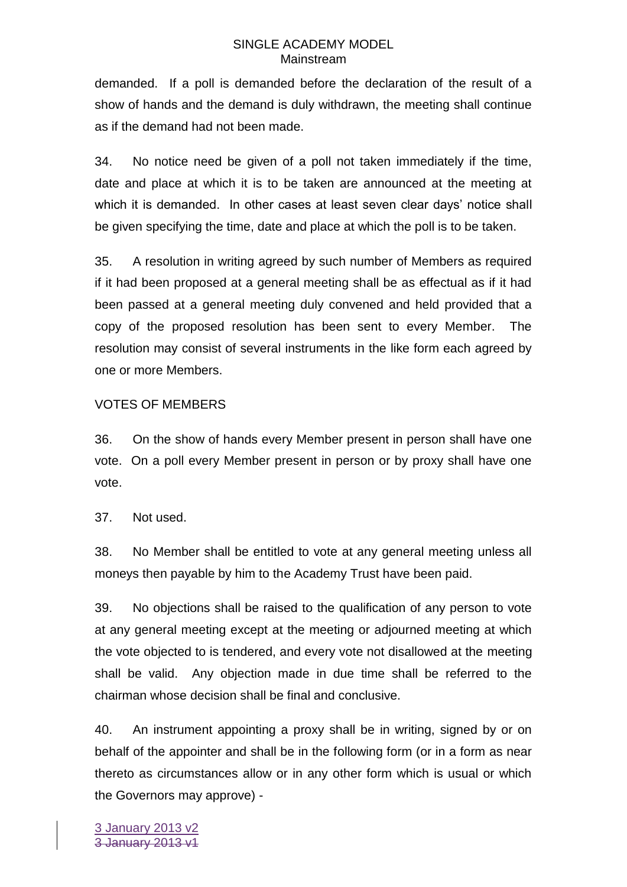demanded. If a poll is demanded before the declaration of the result of a show of hands and the demand is duly withdrawn, the meeting shall continue as if the demand had not been made.

34. No notice need be given of a poll not taken immediately if the time, date and place at which it is to be taken are announced at the meeting at which it is demanded. In other cases at least seven clear days' notice shall be given specifying the time, date and place at which the poll is to be taken.

35. A resolution in writing agreed by such number of Members as required if it had been proposed at a general meeting shall be as effectual as if it had been passed at a general meeting duly convened and held provided that a copy of the proposed resolution has been sent to every Member. The resolution may consist of several instruments in the like form each agreed by one or more Members.

## VOTES OF MEMBERS

36. On the show of hands every Member present in person shall have one vote. On a poll every Member present in person or by proxy shall have one vote.

37. Not used.

38. No Member shall be entitled to vote at any general meeting unless all moneys then payable by him to the Academy Trust have been paid.

39. No objections shall be raised to the qualification of any person to vote at any general meeting except at the meeting or adjourned meeting at which the vote objected to is tendered, and every vote not disallowed at the meeting shall be valid. Any objection made in due time shall be referred to the chairman whose decision shall be final and conclusive.

40. An instrument appointing a proxy shall be in writing, signed by or on behalf of the appointer and shall be in the following form (or in a form as near thereto as circumstances allow or in any other form which is usual or which the Governors may approve) -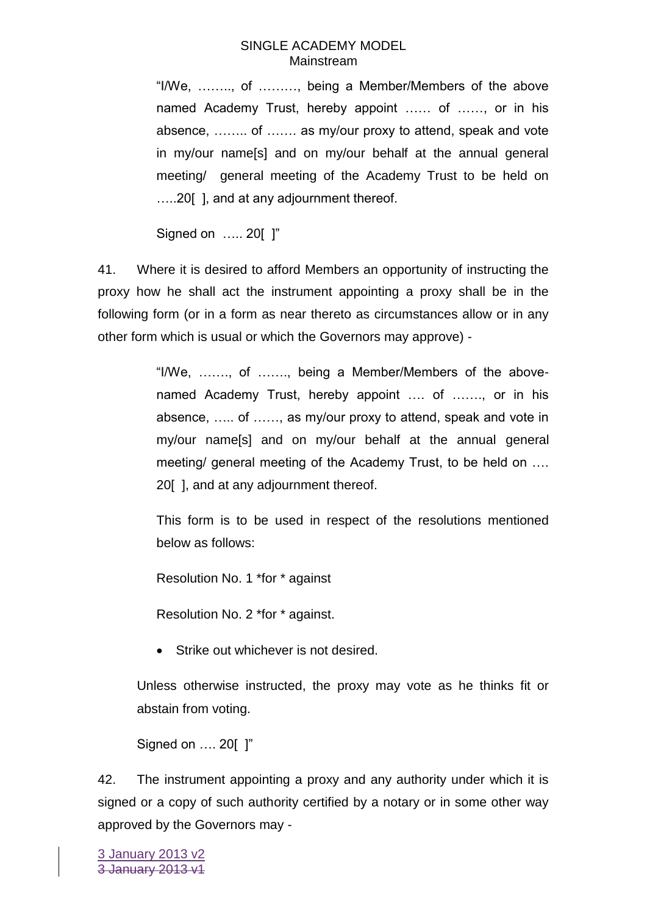"I/We, …….., of ………, being a Member/Members of the above named Academy Trust, hereby appoint …… of ……, or in his absence, …….. of ……. as my/our proxy to attend, speak and vote in my/our name[s] and on my/our behalf at the annual general meeting/ general meeting of the Academy Trust to be held on …..20[ ], and at any adjournment thereof.

Signed on ….. 20[ ]"

41. Where it is desired to afford Members an opportunity of instructing the proxy how he shall act the instrument appointing a proxy shall be in the following form (or in a form as near thereto as circumstances allow or in any other form which is usual or which the Governors may approve) -

"I/We, ……., of ……., being a Member/Members of the above-named Academy Trust, hereby appoint …. of ……., or in his absence, ….. of ……, as my/our proxy to attend, speak and vote in my/our name[s] and on my/our behalf at the annual general meeting/ general meeting of the Academy Trust, to be held on …. 20[ ], and at any adjournment thereof.

This form is to be used in respect of the resolutions mentioned below as follows:

Resolution No. 1 *for * against

Resolution No. 2 *for * against.

- Strike out whichever is not desired.

Unless otherwise instructed, the proxy may vote as he thinks fit or abstain from voting.

Signed on …. 20[ ]"

42. The instrument appointing a proxy and any authority under which it is signed or a copy of such authority certified by a notary or in some other way approved by the Governors may -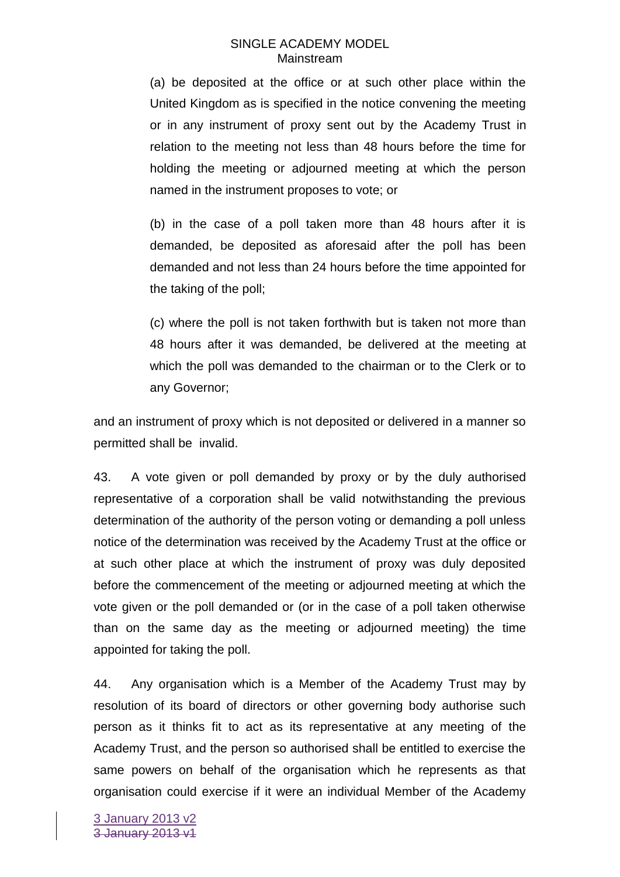(a) be deposited at the office or at such other place within the United Kingdom as is specified in the notice convening the meeting or in any instrument of proxy sent out by the Academy Trust in relation to the meeting not less than 48 hours before the time for holding the meeting or adjourned meeting at which the person named in the instrument proposes to vote; or

(b) in the case of a poll taken more than 48 hours after it is demanded, be deposited as aforesaid after the poll has been demanded and not less than 24 hours before the time appointed for the taking of the poll;

(c) where the poll is not taken forthwith but is taken not more than 48 hours after it was demanded, be delivered at the meeting at which the poll was demanded to the chairman or to the Clerk or to any Governor;

and an instrument of proxy which is not deposited or delivered in a manner so permitted shall be invalid.

43. A vote given or poll demanded by proxy or by the duly authorised representative of a corporation shall be valid notwithstanding the previous determination of the authority of the person voting or demanding a poll unless notice of the determination was received by the Academy Trust at the office or at such other place at which the instrument of proxy was duly deposited before the commencement of the meeting or adjourned meeting at which the vote given or the poll demanded or (or in the case of a poll taken otherwise than on the same day as the meeting or adjourned meeting) the time appointed for taking the poll.

44. Any organisation which is a Member of the Academy Trust may by resolution of its board of directors or other governing body authorise such person as it thinks fit to act as its representative at any meeting of the Academy Trust, and the person so authorised shall be entitled to exercise the same powers on behalf of the organisation which he represents as that organisation could exercise if it were an individual Member of the Academy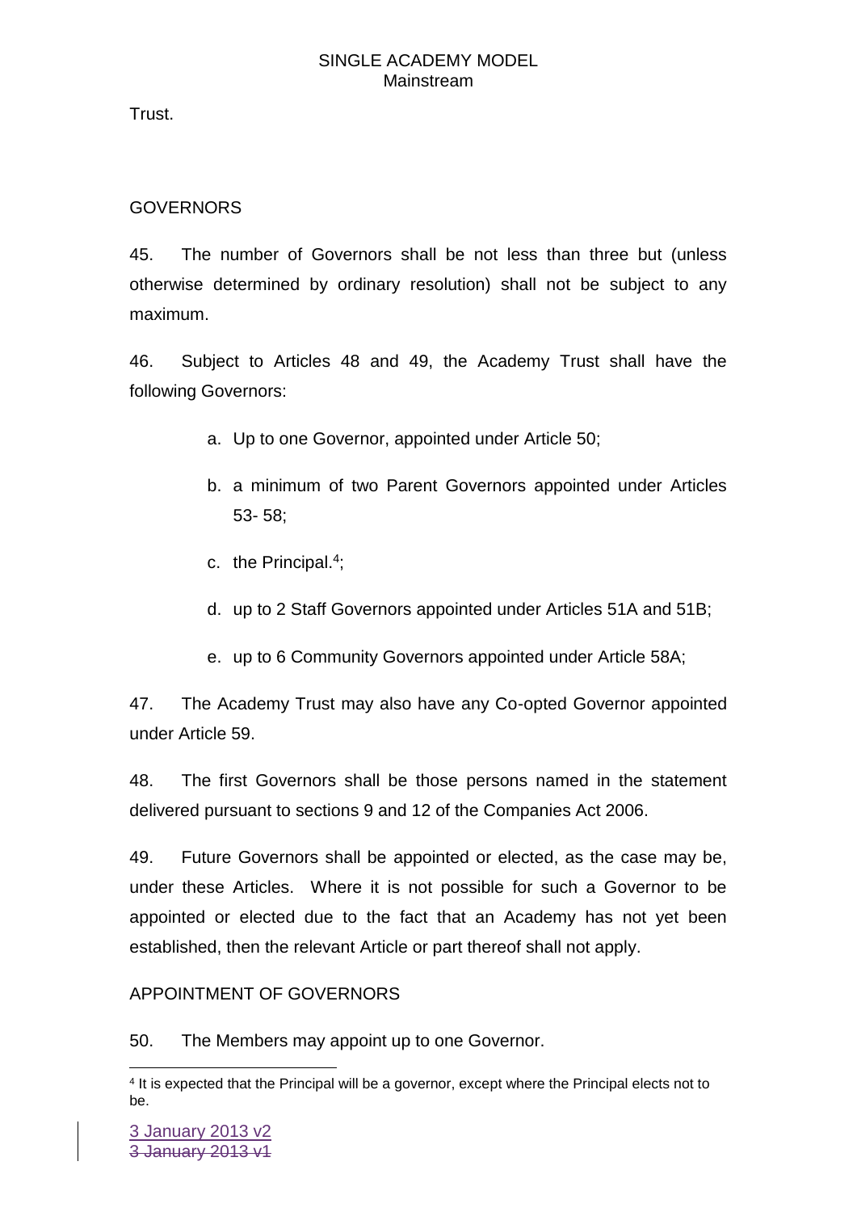Trust.

## GOVERNORS

45. The number of Governors shall be not less than three but (unless otherwise determined by ordinary resolution) shall not be subject to any maximum.

46. Subject to Articles 48 and 49, the Academy Trust shall have the following Governors:

a. Up to one Governor, appointed under Article 50;

b. a minimum of two Parent Governors appointed under Articles 53- 58;

c. the Principal.[4];

d. up to 2 Staff Governors appointed under Articles 51A and 51B;

e. up to 6 Community Governors appointed under Article 58A;

47. The Academy Trust may also have any Co-opted Governor appointed under Article 59.

48. The first Governors shall be those persons named in the statement delivered pursuant to sections 9 and 12 of the Companies Act 2006.

49. Future Governors shall be appointed or elected, as the case may be, under these Articles. Where it is not possible for such a Governor to be appointed or elected due to the fact that an Academy has not yet been established, then the relevant Article or part thereof shall not apply.

## APPOINTMENT OF GOVERNORS

50. The Members may appoint up to one Governor.

[4] It is expected that the Principal will be a governor, except where the Principal elects not to be.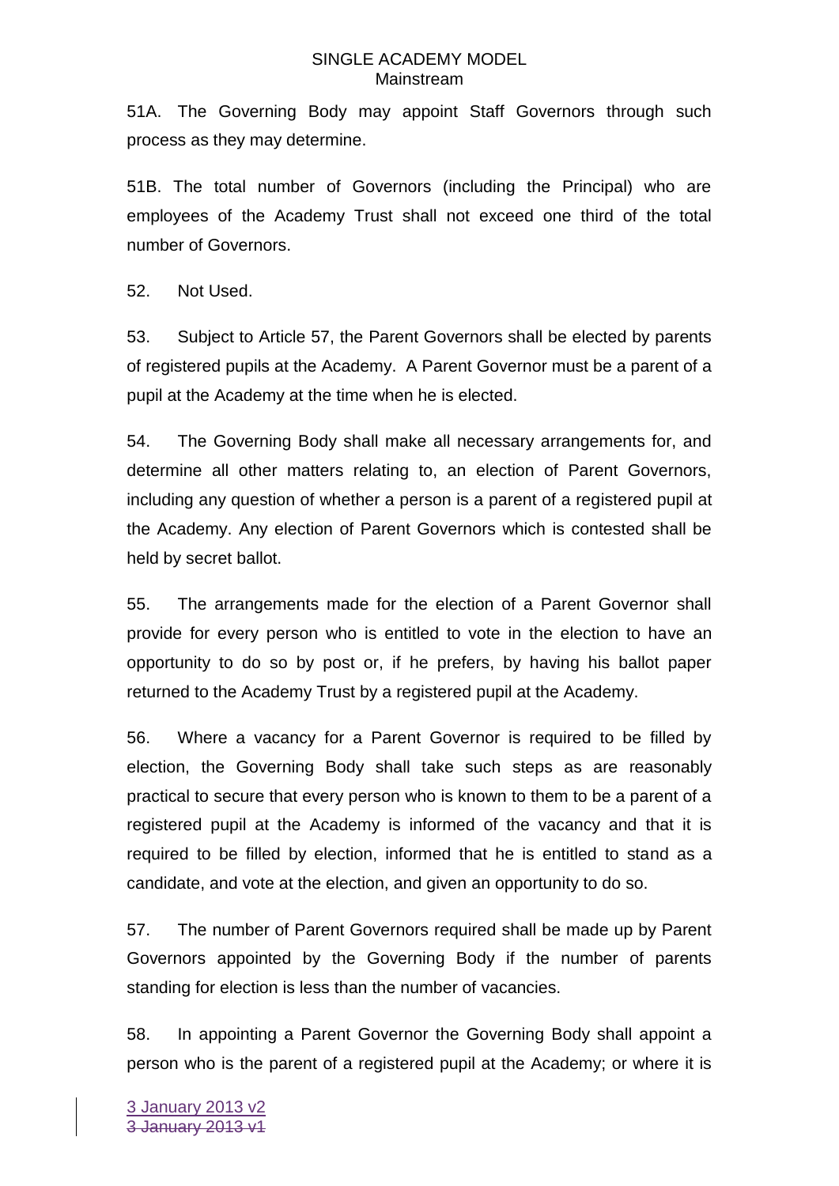51A. The Governing Body may appoint Staff Governors through such process as they may determine.

51B. The total number of Governors (including the Principal) who are employees of the Academy Trust shall not exceed one third of the total number of Governors.

52. Not Used.

53. Subject to Article 57, the Parent Governors shall be elected by parents of registered pupils at the Academy. A Parent Governor must be a parent of a pupil at the Academy at the time when he is elected.

54. The Governing Body shall make all necessary arrangements for, and determine all other matters relating to, an election of Parent Governors, including any question of whether a person is a parent of a registered pupil at the Academy. Any election of Parent Governors which is contested shall be held by secret ballot.

55. The arrangements made for the election of a Parent Governor shall provide for every person who is entitled to vote in the election to have an opportunity to do so by post or, if he prefers, by having his ballot paper returned to the Academy Trust by a registered pupil at the Academy.

56. Where a vacancy for a Parent Governor is required to be filled by election, the Governing Body shall take such steps as are reasonably practical to secure that every person who is known to them to be a parent of a registered pupil at the Academy is informed of the vacancy and that it is required to be filled by election, informed that he is entitled to stand as a candidate, and vote at the election, and given an opportunity to do so.

57. The number of Parent Governors required shall be made up by Parent Governors appointed by the Governing Body if the number of parents standing for election is less than the number of vacancies.

58. In appointing a Parent Governor the Governing Body shall appoint a person who is the parent of a registered pupil at the Academy; or where it is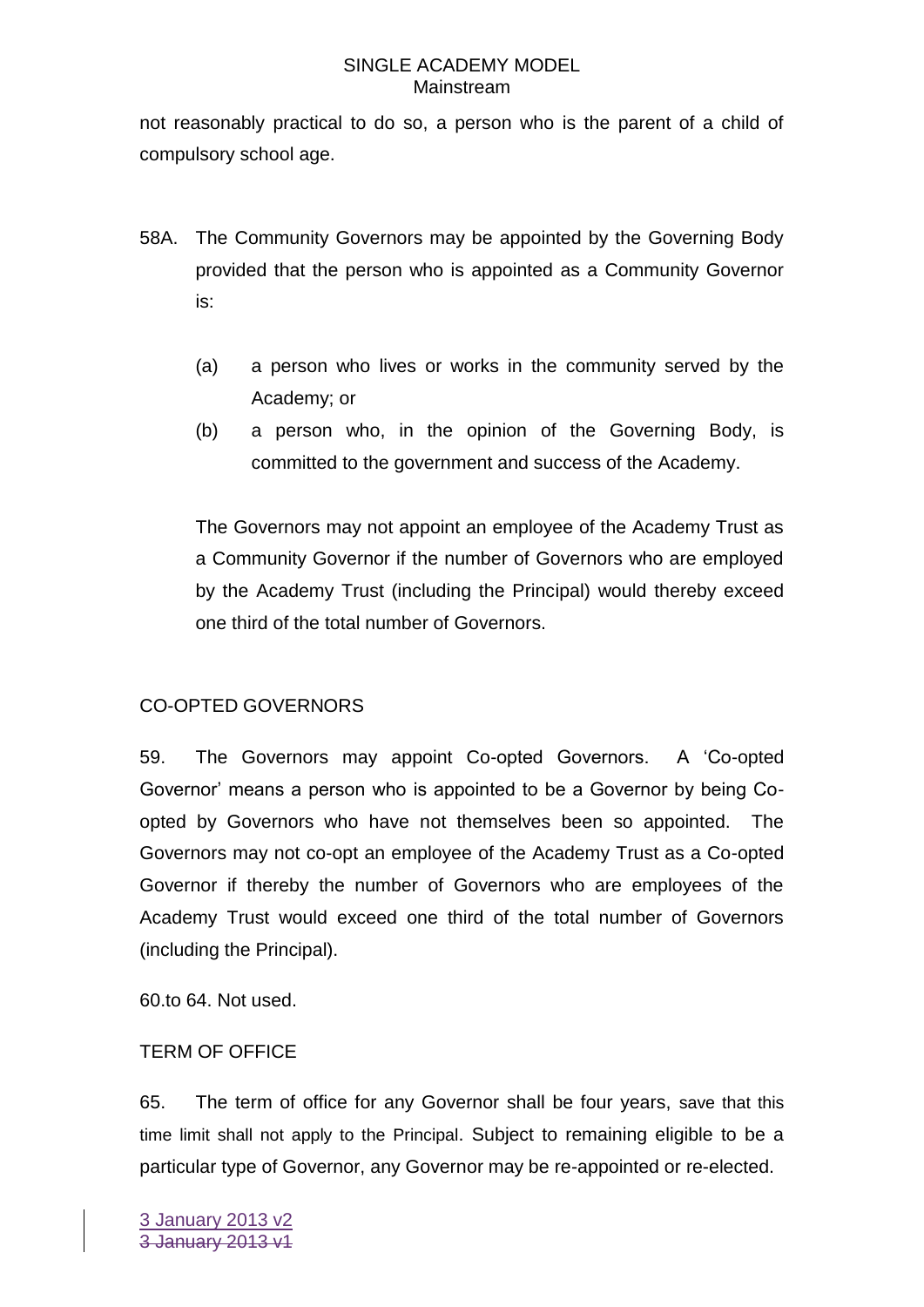not reasonably practical to do so, a person who is the parent of a child of compulsory school age.

58A. The Community Governors may be appointed by the Governing Body provided that the person who is appointed as a Community Governor is:

(a) a person who lives or works in the community served by the Academy; or

(b) a person who, in the opinion of the Governing Body, is committed to the government and success of the Academy.

The Governors may not appoint an employee of the Academy Trust as a Community Governor if the number of Governors who are employed by the Academy Trust (including the Principal) would thereby exceed one third of the total number of Governors.

CO-OPTED GOVERNORS

59. The Governors may appoint Co-opted Governors. A 'Co-opted Governor' means a person who is appointed to be a Governor by being Co-opted by Governors who have not themselves been so appointed. The Governors may not co-opt an employee of the Academy Trust as a Co-opted Governor if thereby the number of Governors who are employees of the Academy Trust would exceed one third of the total number of Governors (including the Principal).

60.to 64. Not used.

TERM OF OFFICE

65. The term of office for any Governor shall be four years, save that this time limit shall not apply to the Principal. Subject to remaining eligible to be a particular type of Governor, any Governor may be re-appointed or re-elected.

3 January 2013 v2
~~3 January 2013 v1~~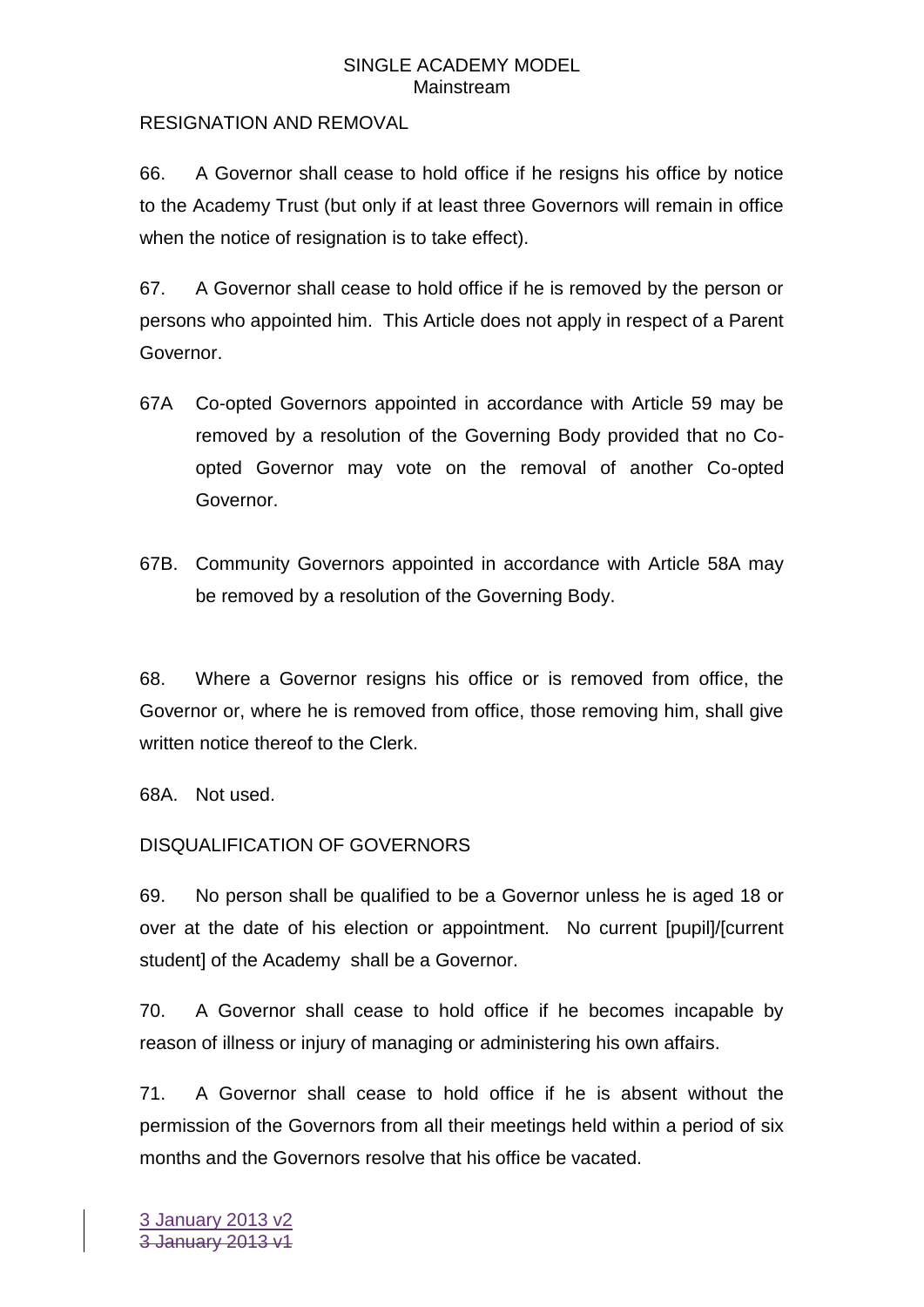## RESIGNATION AND REMOVAL

66. A Governor shall cease to hold office if he resigns his office by notice to the Academy Trust (but only if at least three Governors will remain in office when the notice of resignation is to take effect).

67. A Governor shall cease to hold office if he is removed by the person or persons who appointed him. This Article does not apply in respect of a Parent Governor.

67A Co-opted Governors appointed in accordance with Article 59 may be removed by a resolution of the Governing Body provided that no Co-opted Governor may vote on the removal of another Co-opted Governor.

67B. Community Governors appointed in accordance with Article 58A may be removed by a resolution of the Governing Body.

68. Where a Governor resigns his office or is removed from office, the Governor or, where he is removed from office, those removing him, shall give written notice thereof to the Clerk.

68A. Not used.

## DISQUALIFICATION OF GOVERNORS

69. No person shall be qualified to be a Governor unless he is aged 18 or over at the date of his election or appointment. No current [pupil]/[current student] of the Academy shall be a Governor.

70. A Governor shall cease to hold office if he becomes incapable by reason of illness or injury of managing or administering his own affairs.

71. A Governor shall cease to hold office if he is absent without the permission of the Governors from all their meetings held within a period of six months and the Governors resolve that his office be vacated.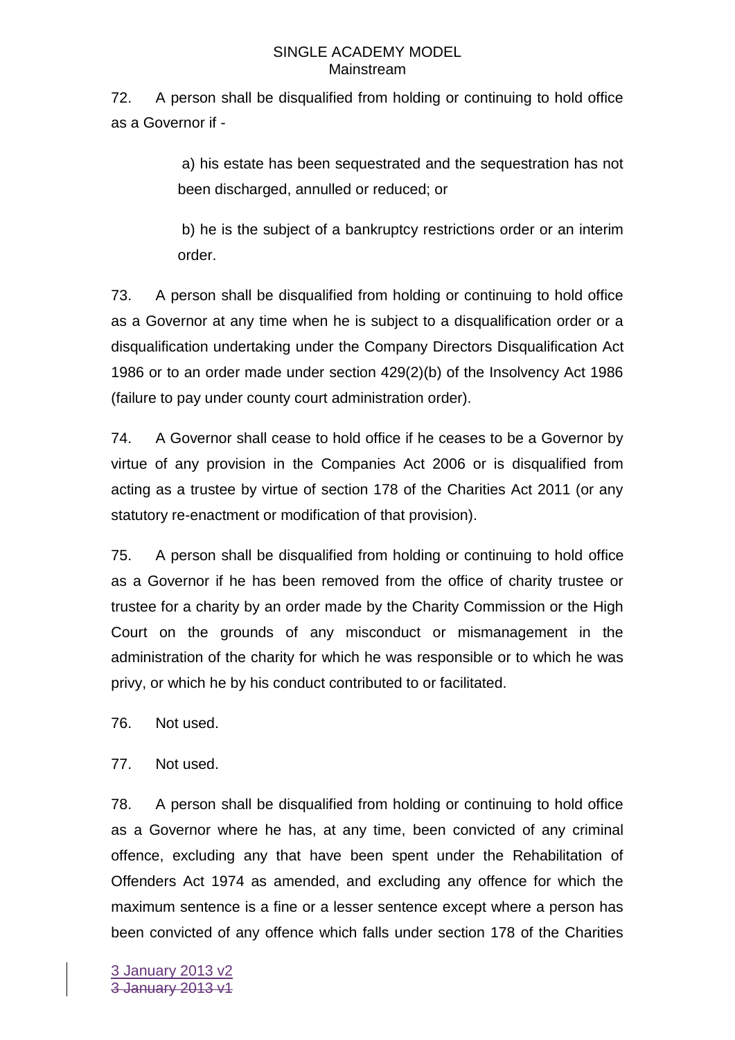72. A person shall be disqualified from holding or continuing to hold office as a Governor if -

a) his estate has been sequestrated and the sequestration has not been discharged, annulled or reduced; or

b) he is the subject of a bankruptcy restrictions order or an interim order.

73. A person shall be disqualified from holding or continuing to hold office as a Governor at any time when he is subject to a disqualification order or a disqualification undertaking under the Company Directors Disqualification Act 1986 or to an order made under section 429(2)(b) of the Insolvency Act 1986 (failure to pay under county court administration order).

74. A Governor shall cease to hold office if he ceases to be a Governor by virtue of any provision in the Companies Act 2006 or is disqualified from acting as a trustee by virtue of section 178 of the Charities Act 2011 (or any statutory re-enactment or modification of that provision).

75. A person shall be disqualified from holding or continuing to hold office as a Governor if he has been removed from the office of charity trustee or trustee for a charity by an order made by the Charity Commission or the High Court on the grounds of any misconduct or mismanagement in the administration of the charity for which he was responsible or to which he was privy, or which he by his conduct contributed to or facilitated.

76. Not used.

77. Not used.

78. A person shall be disqualified from holding or continuing to hold office as a Governor where he has, at any time, been convicted of any criminal offence, excluding any that have been spent under the Rehabilitation of Offenders Act 1974 as amended, and excluding any offence for which the maximum sentence is a fine or a lesser sentence except where a person has been convicted of any offence which falls under section 178 of the Charities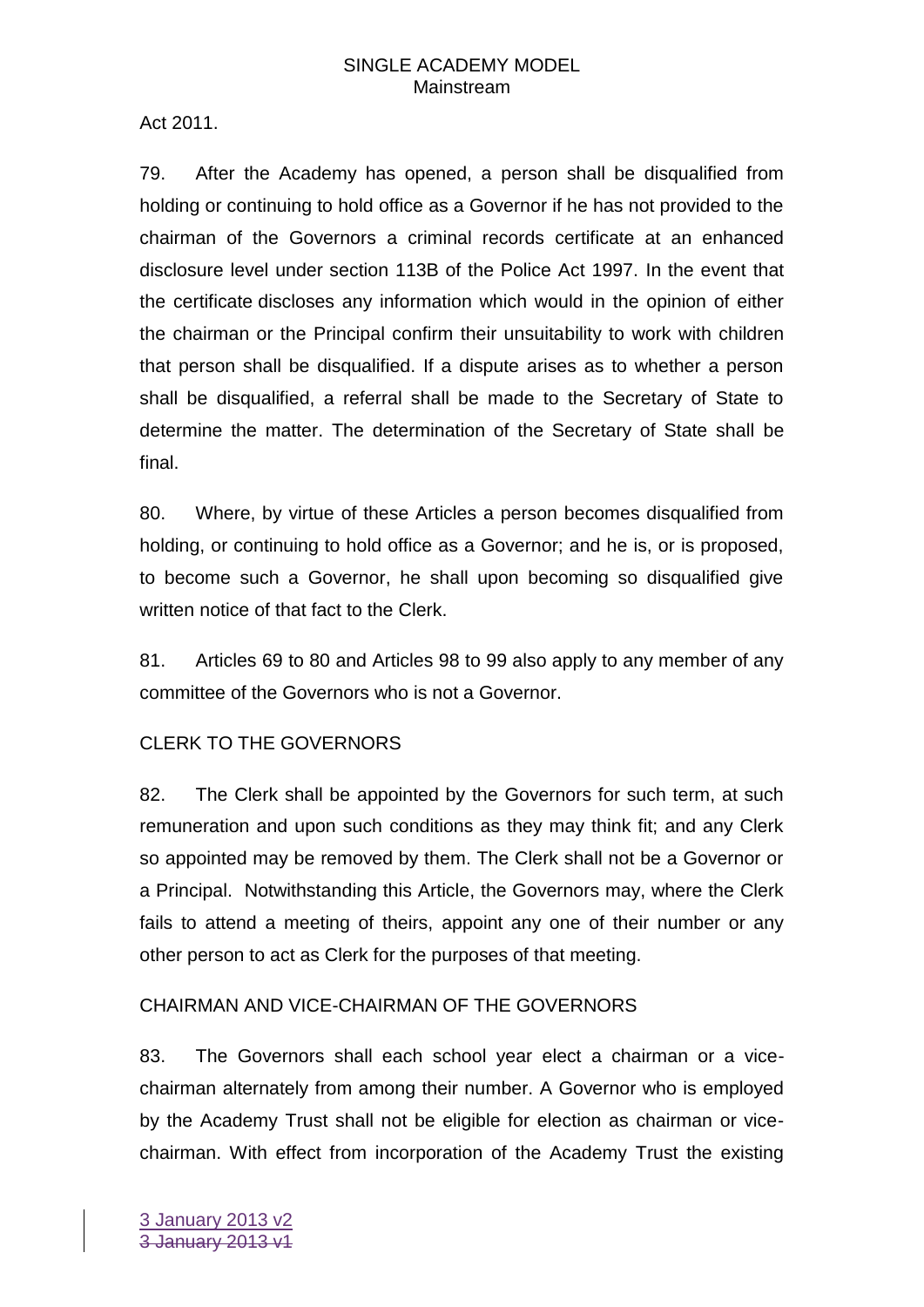Act 2011.

79. After the Academy has opened, a person shall be disqualified from holding or continuing to hold office as a Governor if he has not provided to the chairman of the Governors a criminal records certificate at an enhanced disclosure level under section 113B of the Police Act 1997. In the event that the certificate discloses any information which would in the opinion of either the chairman or the Principal confirm their unsuitability to work with children that person shall be disqualified. If a dispute arises as to whether a person shall be disqualified, a referral shall be made to the Secretary of State to determine the matter. The determination of the Secretary of State shall be final.

80. Where, by virtue of these Articles a person becomes disqualified from holding, or continuing to hold office as a Governor; and he is, or is proposed, to become such a Governor, he shall upon becoming so disqualified give written notice of that fact to the Clerk.

81. Articles 69 to 80 and Articles 98 to 99 also apply to any member of any committee of the Governors who is not a Governor.

## CLERK TO THE GOVERNORS

82. The Clerk shall be appointed by the Governors for such term, at such remuneration and upon such conditions as they may think fit; and any Clerk so appointed may be removed by them. The Clerk shall not be a Governor or a Principal. Notwithstanding this Article, the Governors may, where the Clerk fails to attend a meeting of theirs, appoint any one of their number or any other person to act as Clerk for the purposes of that meeting.

## CHAIRMAN AND VICE-CHAIRMAN OF THE GOVERNORS

83. The Governors shall each school year elect a chairman or a vice-chairman alternately from among their number. A Governor who is employed by the Academy Trust shall not be eligible for election as chairman or vice-chairman. With effect from incorporation of the Academy Trust the existing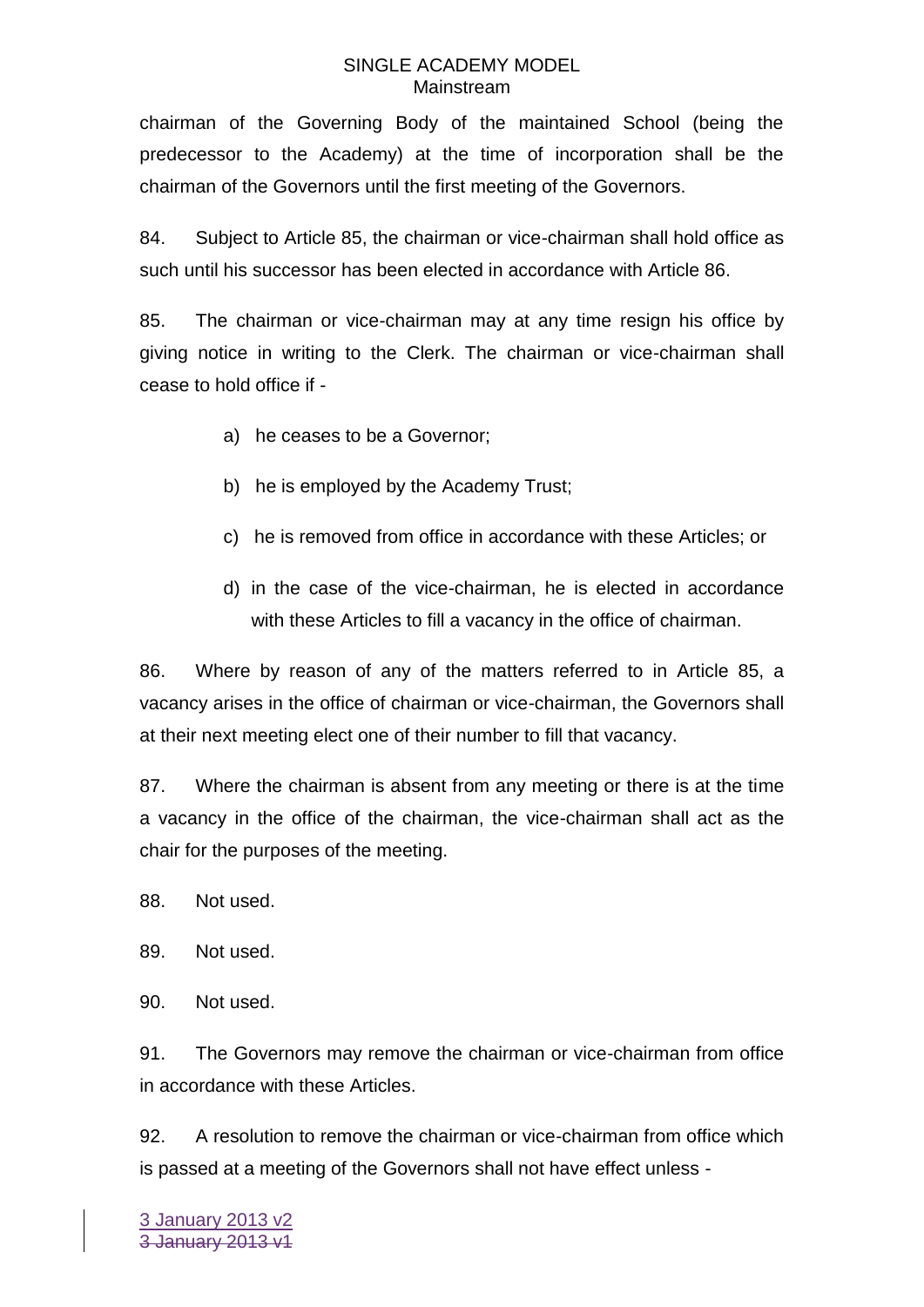chairman of the Governing Body of the maintained School (being the predecessor to the Academy) at the time of incorporation shall be the chairman of the Governors until the first meeting of the Governors.

84. Subject to Article 85, the chairman or vice-chairman shall hold office as such until his successor has been elected in accordance with Article 86.

85. The chairman or vice-chairman may at any time resign his office by giving notice in writing to the Clerk. The chairman or vice-chairman shall cease to hold office if -

a) he ceases to be a Governor;

b) he is employed by the Academy Trust;

c) he is removed from office in accordance with these Articles; or

d) in the case of the vice-chairman, he is elected in accordance with these Articles to fill a vacancy in the office of chairman.

86. Where by reason of any of the matters referred to in Article 85, a vacancy arises in the office of chairman or vice-chairman, the Governors shall at their next meeting elect one of their number to fill that vacancy.

87. Where the chairman is absent from any meeting or there is at the time a vacancy in the office of the chairman, the vice-chairman shall act as the chair for the purposes of the meeting.

88. Not used.

89. Not used.

90. Not used.

91. The Governors may remove the chairman or vice-chairman from office in accordance with these Articles.

92. A resolution to remove the chairman or vice-chairman from office which is passed at a meeting of the Governors shall not have effect unless -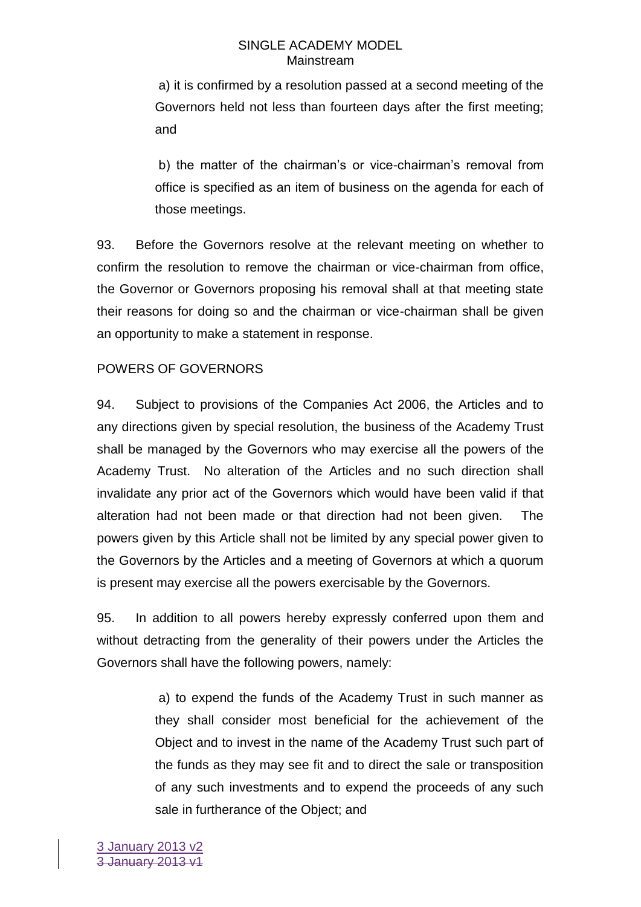a) it is confirmed by a resolution passed at a second meeting of the Governors held not less than fourteen days after the first meeting; and

b) the matter of the chairman's or vice-chairman's removal from office is specified as an item of business on the agenda for each of those meetings.

93. Before the Governors resolve at the relevant meeting on whether to confirm the resolution to remove the chairman or vice-chairman from office, the Governor or Governors proposing his removal shall at that meeting state their reasons for doing so and the chairman or vice-chairman shall be given an opportunity to make a statement in response.

POWERS OF GOVERNORS

94. Subject to provisions of the Companies Act 2006, the Articles and to any directions given by special resolution, the business of the Academy Trust shall be managed by the Governors who may exercise all the powers of the Academy Trust. No alteration of the Articles and no such direction shall invalidate any prior act of the Governors which would have been valid if that alteration had not been made or that direction had not been given. The powers given by this Article shall not be limited by any special power given to the Governors by the Articles and a meeting of Governors at which a quorum is present may exercise all the powers exercisable by the Governors.

95. In addition to all powers hereby expressly conferred upon them and without detracting from the generality of their powers under the Articles the Governors shall have the following powers, namely:

a) to expend the funds of the Academy Trust in such manner as they shall consider most beneficial for the achievement of the Object and to invest in the name of the Academy Trust such part of the funds as they may see fit and to direct the sale or transposition of any such investments and to expend the proceeds of any such sale in furtherance of the Object; and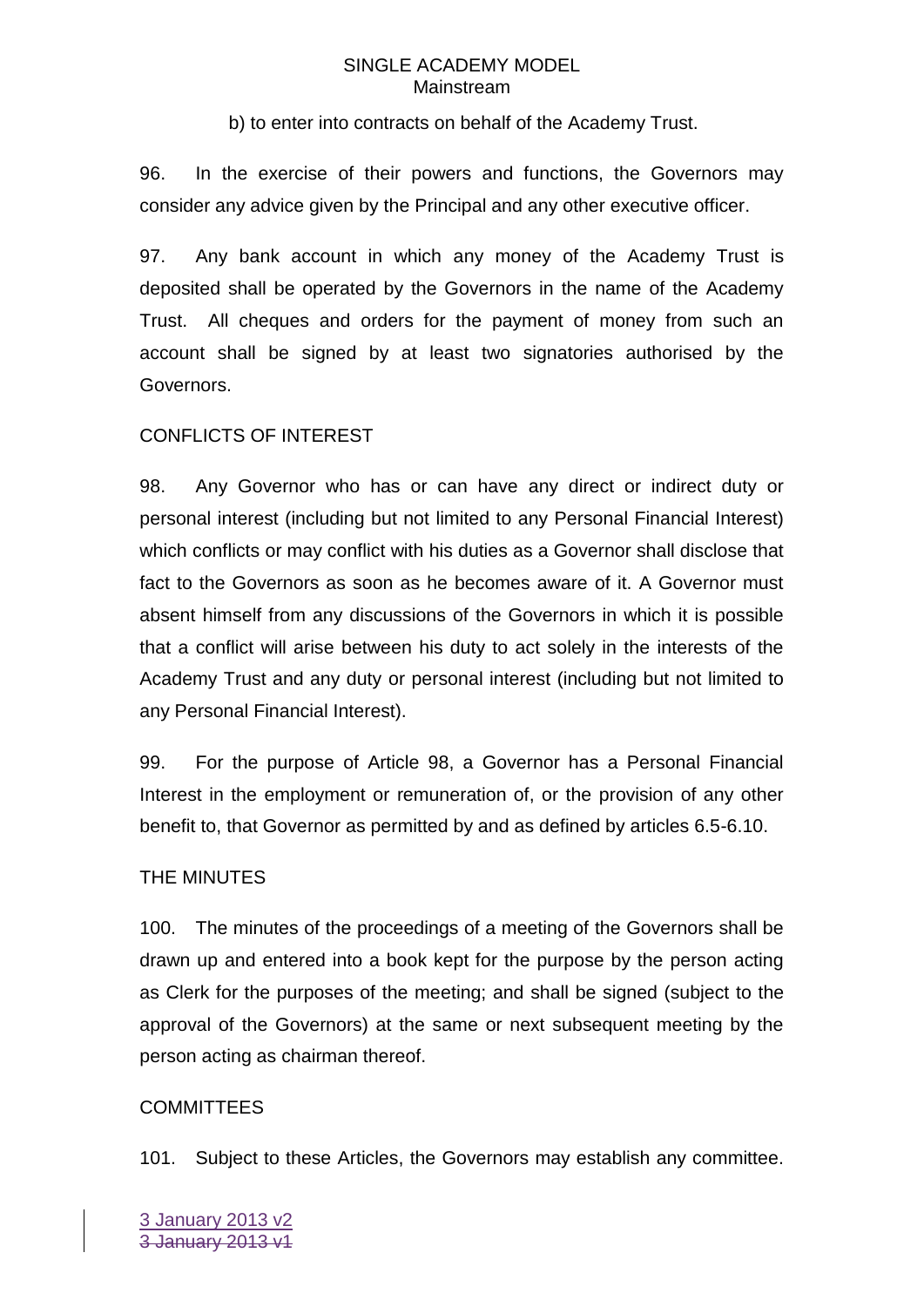b) to enter into contracts on behalf of the Academy Trust.

96. In the exercise of their powers and functions, the Governors may consider any advice given by the Principal and any other executive officer.

97. Any bank account in which any money of the Academy Trust is deposited shall be operated by the Governors in the name of the Academy Trust. All cheques and orders for the payment of money from such an account shall be signed by at least two signatories authorised by the Governors.

CONFLICTS OF INTEREST

98. Any Governor who has or can have any direct or indirect duty or personal interest (including but not limited to any Personal Financial Interest) which conflicts or may conflict with his duties as a Governor shall disclose that fact to the Governors as soon as he becomes aware of it. A Governor must absent himself from any discussions of the Governors in which it is possible that a conflict will arise between his duty to act solely in the interests of the Academy Trust and any duty or personal interest (including but not limited to any Personal Financial Interest).

99. For the purpose of Article 98, a Governor has a Personal Financial Interest in the employment or remuneration of, or the provision of any other benefit to, that Governor as permitted by and as defined by articles 6.5-6.10.

THE MINUTES

100. The minutes of the proceedings of a meeting of the Governors shall be drawn up and entered into a book kept for the purpose by the person acting as Clerk for the purposes of the meeting; and shall be signed (subject to the approval of the Governors) at the same or next subsequent meeting by the person acting as chairman thereof.

COMMITTEES

101. Subject to these Articles, the Governors may establish any committee.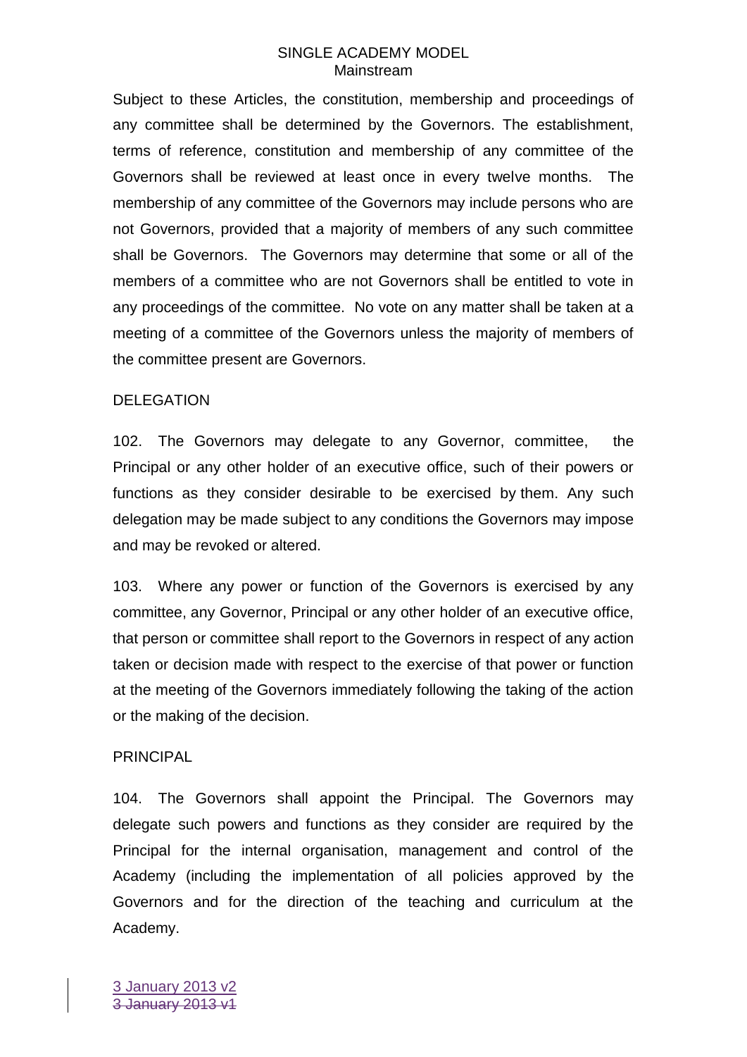Subject to these Articles, the constitution, membership and proceedings of any committee shall be determined by the Governors. The establishment, terms of reference, constitution and membership of any committee of the Governors shall be reviewed at least once in every twelve months. The membership of any committee of the Governors may include persons who are not Governors, provided that a majority of members of any such committee shall be Governors. The Governors may determine that some or all of the members of a committee who are not Governors shall be entitled to vote in any proceedings of the committee. No vote on any matter shall be taken at a meeting of a committee of the Governors unless the majority of members of the committee present are Governors.

## DELEGATION

102. The Governors may delegate to any Governor, committee, the Principal or any other holder of an executive office, such of their powers or functions as they consider desirable to be exercised by them. Any such delegation may be made subject to any conditions the Governors may impose and may be revoked or altered.

103. Where any power or function of the Governors is exercised by any committee, any Governor, Principal or any other holder of an executive office, that person or committee shall report to the Governors in respect of any action taken or decision made with respect to the exercise of that power or function at the meeting of the Governors immediately following the taking of the action or the making of the decision.

## PRINCIPAL

104. The Governors shall appoint the Principal. The Governors may delegate such powers and functions as they consider are required by the Principal for the internal organisation, management and control of the Academy (including the implementation of all policies approved by the Governors and for the direction of the teaching and curriculum at the Academy.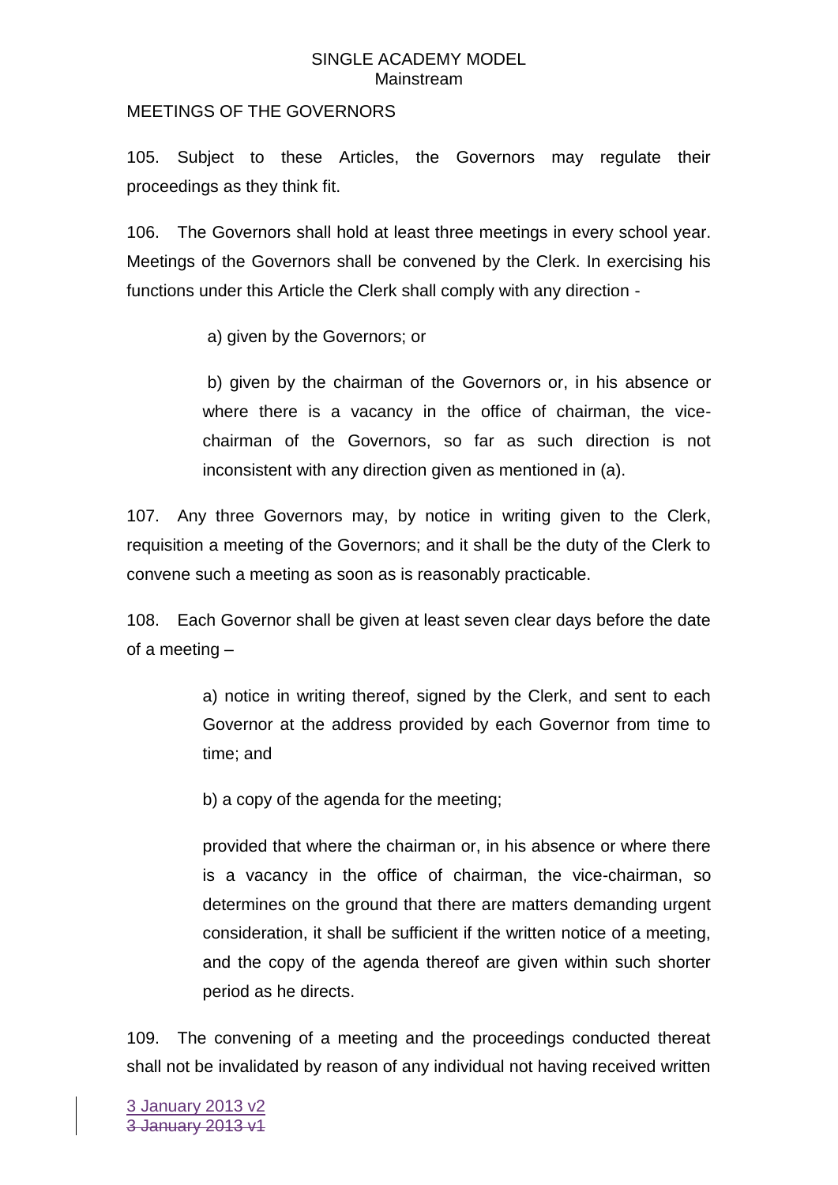MEETINGS OF THE GOVERNORS

105. Subject to these Articles, the Governors may regulate their proceedings as they think fit.

106. The Governors shall hold at least three meetings in every school year. Meetings of the Governors shall be convened by the Clerk. In exercising his functions under this Article the Clerk shall comply with any direction -

> a) given by the Governors; or
>
> b) given by the chairman of the Governors or, in his absence or where there is a vacancy in the office of chairman, the vice-chairman of the Governors, so far as such direction is not inconsistent with any direction given as mentioned in (a).

107. Any three Governors may, by notice in writing given to the Clerk, requisition a meeting of the Governors; and it shall be the duty of the Clerk to convene such a meeting as soon as is reasonably practicable.

108. Each Governor shall be given at least seven clear days before the date of a meeting –

> a) notice in writing thereof, signed by the Clerk, and sent to each Governor at the address provided by each Governor from time to time; and
>
> b) a copy of the agenda for the meeting;
>
> provided that where the chairman or, in his absence or where there is a vacancy in the office of chairman, the vice-chairman, so determines on the ground that there are matters demanding urgent consideration, it shall be sufficient if the written notice of a meeting, and the copy of the agenda thereof are given within such shorter period as he directs.

109. The convening of a meeting and the proceedings conducted thereat shall not be invalidated by reason of any individual not having received written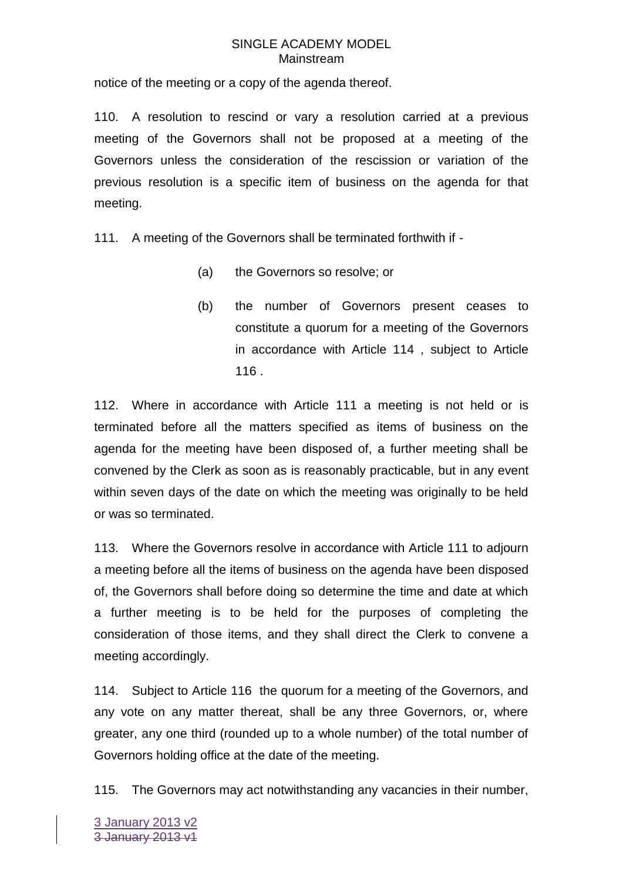notice of the meeting or a copy of the agenda thereof.

110. A resolution to rescind or vary a resolution carried at a previous meeting of the Governors shall not be proposed at a meeting of the Governors unless the consideration of the rescission or variation of the previous resolution is a specific item of business on the agenda for that meeting.

111. A meeting of the Governors shall be terminated forthwith if -

(a) the Governors so resolve; or

(b) the number of Governors present ceases to constitute a quorum for a meeting of the Governors in accordance with Article 114 , subject to Article 116 .

112. Where in accordance with Article 111 a meeting is not held or is terminated before all the matters specified as items of business on the agenda for the meeting have been disposed of, a further meeting shall be convened by the Clerk as soon as is reasonably practicable, but in any event within seven days of the date on which the meeting was originally to be held or was so terminated.

113. Where the Governors resolve in accordance with Article 111 to adjourn a meeting before all the items of business on the agenda have been disposed of, the Governors shall before doing so determine the time and date at which a further meeting is to be held for the purposes of completing the consideration of those items, and they shall direct the Clerk to convene a meeting accordingly.

114. Subject to Article 116 the quorum for a meeting of the Governors, and any vote on any matter thereat, shall be any three Governors, or, where greater, any one third (rounded up to a whole number) of the total number of Governors holding office at the date of the meeting.

115. The Governors may act notwithstanding any vacancies in their number,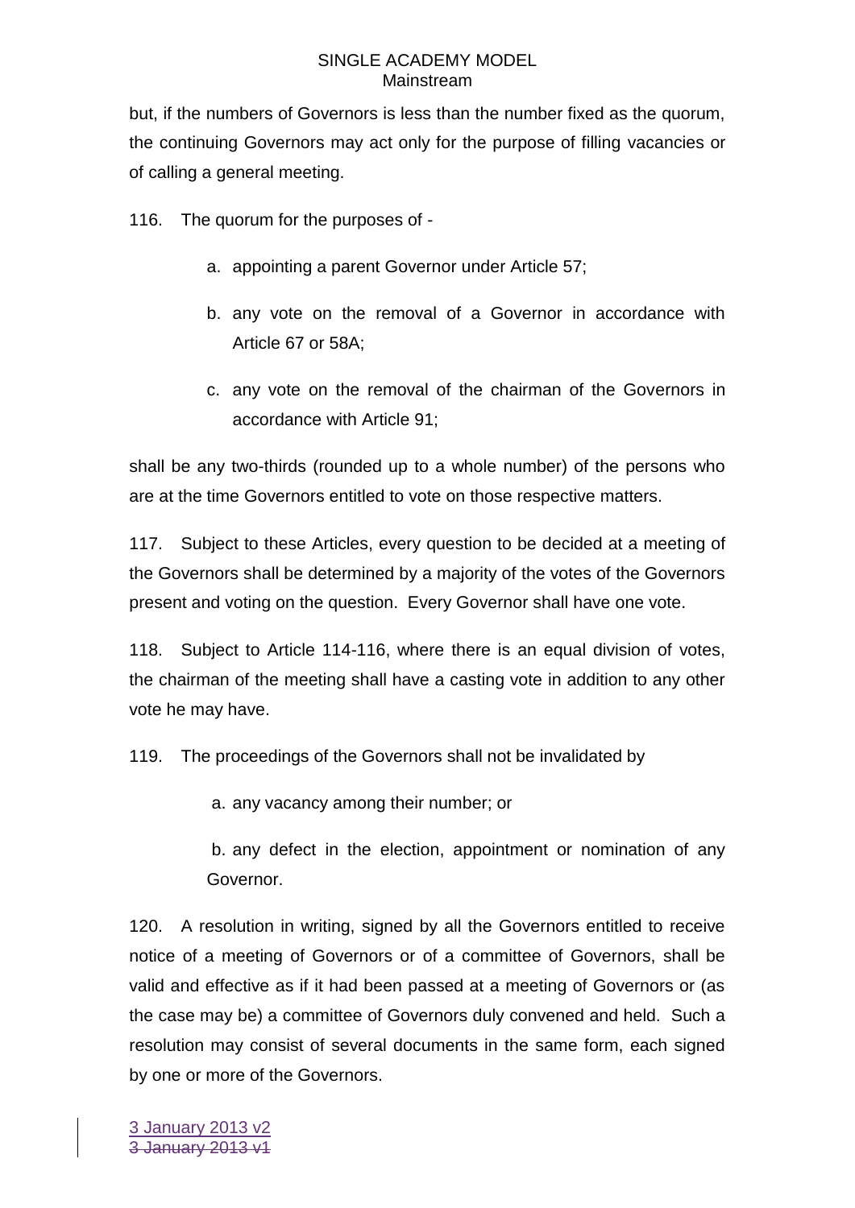but, if the numbers of Governors is less than the number fixed as the quorum, the continuing Governors may act only for the purpose of filling vacancies or of calling a general meeting.

116. The quorum for the purposes of -

a. appointing a parent Governor under Article 57;

b. any vote on the removal of a Governor in accordance with Article 67 or 58A;

c. any vote on the removal of the chairman of the Governors in accordance with Article 91;

shall be any two-thirds (rounded up to a whole number) of the persons who are at the time Governors entitled to vote on those respective matters.

117. Subject to these Articles, every question to be decided at a meeting of the Governors shall be determined by a majority of the votes of the Governors present and voting on the question. Every Governor shall have one vote.

118. Subject to Article 114-116, where there is an equal division of votes, the chairman of the meeting shall have a casting vote in addition to any other vote he may have.

119. The proceedings of the Governors shall not be invalidated by

a. any vacancy among their number; or

b. any defect in the election, appointment or nomination of any Governor.

120. A resolution in writing, signed by all the Governors entitled to receive notice of a meeting of Governors or of a committee of Governors, shall be valid and effective as if it had been passed at a meeting of Governors or (as the case may be) a committee of Governors duly convened and held. Such a resolution may consist of several documents in the same form, each signed by one or more of the Governors.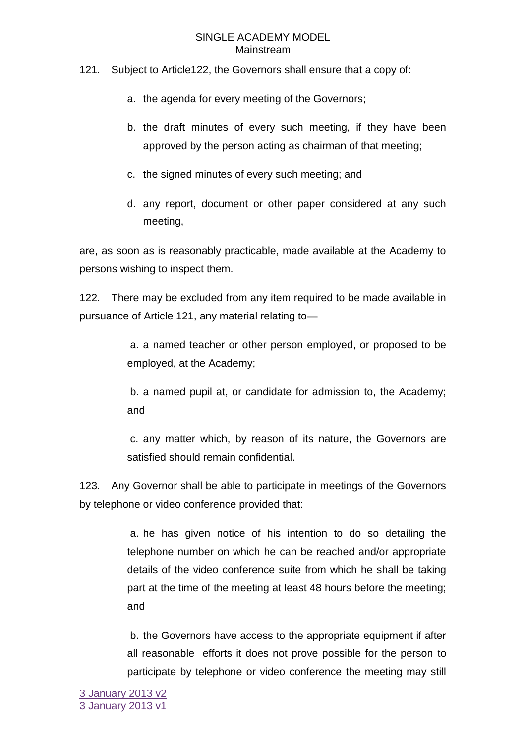121. Subject to Article122, the Governors shall ensure that a copy of:

a. the agenda for every meeting of the Governors;

b. the draft minutes of every such meeting, if they have been approved by the person acting as chairman of that meeting;

c. the signed minutes of every such meeting; and

d. any report, document or other paper considered at any such meeting,

are, as soon as is reasonably practicable, made available at the Academy to persons wishing to inspect them.

122. There may be excluded from any item required to be made available in pursuance of Article 121, any material relating to—

a. a named teacher or other person employed, or proposed to be employed, at the Academy;

b. a named pupil at, or candidate for admission to, the Academy; and

c. any matter which, by reason of its nature, the Governors are satisfied should remain confidential.

123. Any Governor shall be able to participate in meetings of the Governors by telephone or video conference provided that:

a. he has given notice of his intention to do so detailing the telephone number on which he can be reached and/or appropriate details of the video conference suite from which he shall be taking part at the time of the meeting at least 48 hours before the meeting; and

b. the Governors have access to the appropriate equipment if after all reasonable efforts it does not prove possible for the person to participate by telephone or video conference the meeting may still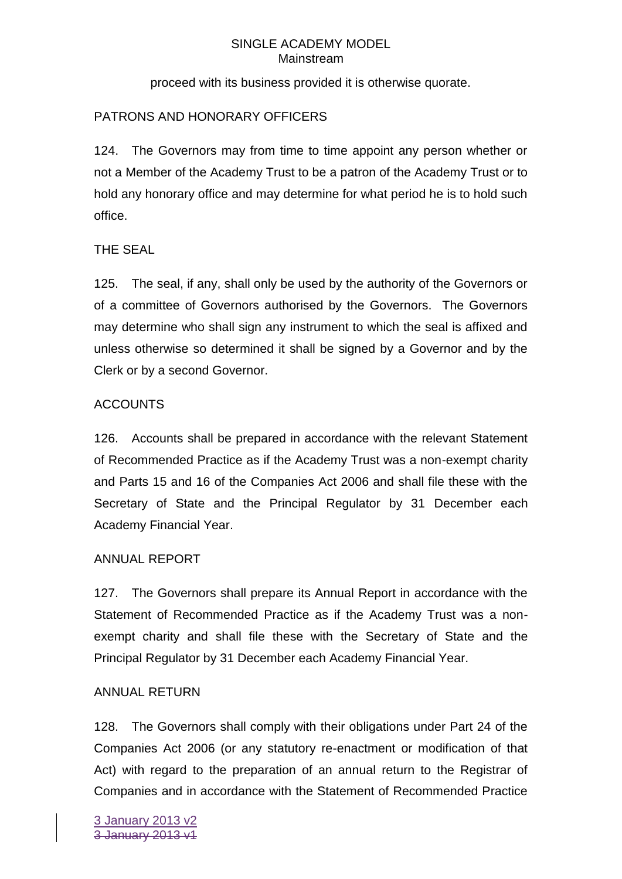proceed with its business provided it is otherwise quorate.

## PATRONS AND HONORARY OFFICERS

124. The Governors may from time to time appoint any person whether or not a Member of the Academy Trust to be a patron of the Academy Trust or to hold any honorary office and may determine for what period he is to hold such office.

## THE SEAL

125. The seal, if any, shall only be used by the authority of the Governors or of a committee of Governors authorised by the Governors. The Governors may determine who shall sign any instrument to which the seal is affixed and unless otherwise so determined it shall be signed by a Governor and by the Clerk or by a second Governor.

## ACCOUNTS

126. Accounts shall be prepared in accordance with the relevant Statement of Recommended Practice as if the Academy Trust was a non-exempt charity and Parts 15 and 16 of the Companies Act 2006 and shall file these with the Secretary of State and the Principal Regulator by 31 December each Academy Financial Year.

## ANNUAL REPORT

127. The Governors shall prepare its Annual Report in accordance with the Statement of Recommended Practice as if the Academy Trust was a non-exempt charity and shall file these with the Secretary of State and the Principal Regulator by 31 December each Academy Financial Year.

## ANNUAL RETURN

128. The Governors shall comply with their obligations under Part 24 of the Companies Act 2006 (or any statutory re-enactment or modification of that Act) with regard to the preparation of an annual return to the Registrar of Companies and in accordance with the Statement of Recommended Practice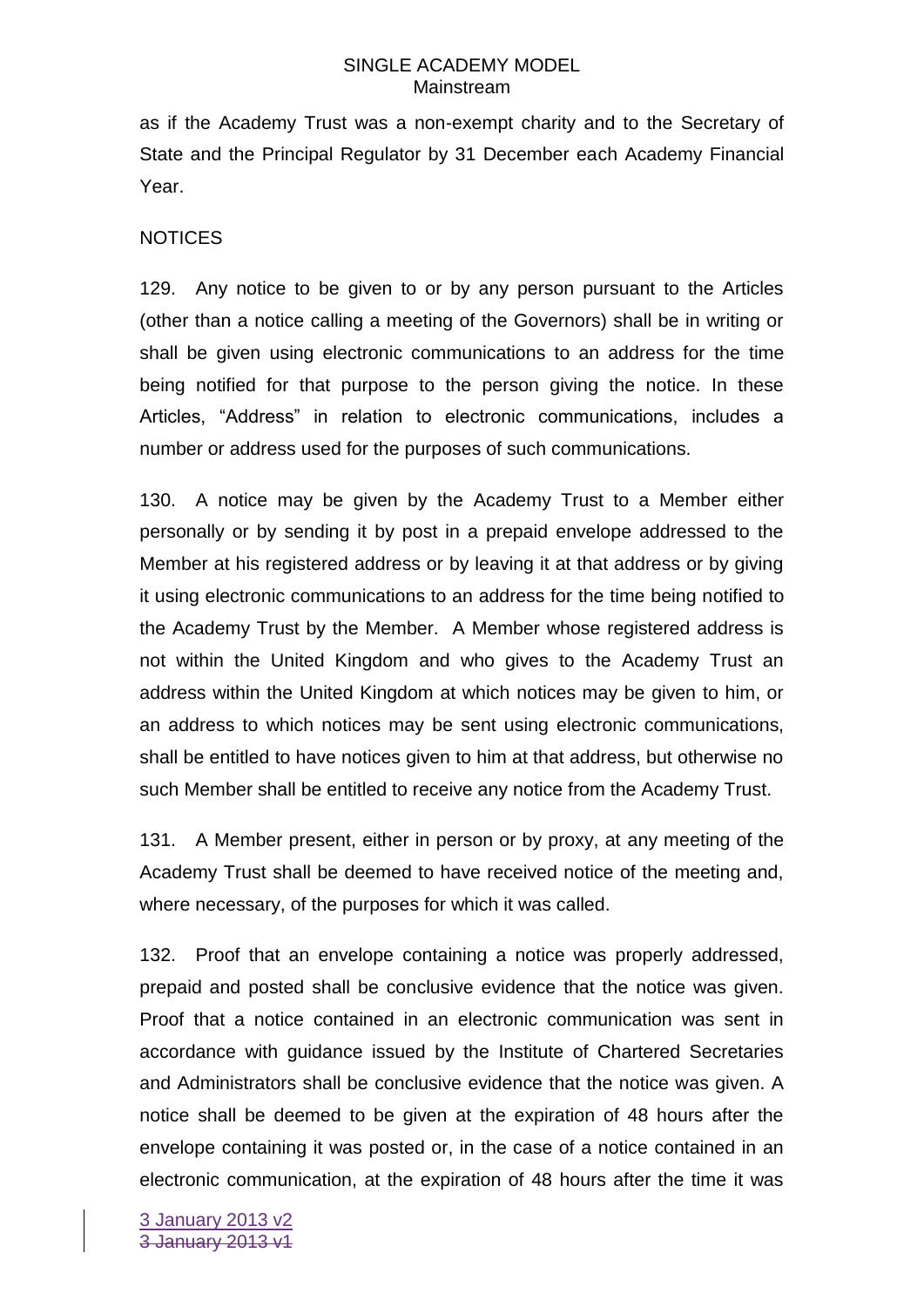as if the Academy Trust was a non-exempt charity and to the Secretary of State and the Principal Regulator by 31 December each Academy Financial Year.

## NOTICES

129. Any notice to be given to or by any person pursuant to the Articles (other than a notice calling a meeting of the Governors) shall be in writing or shall be given using electronic communications to an address for the time being notified for that purpose to the person giving the notice. In these Articles, "Address" in relation to electronic communications, includes a number or address used for the purposes of such communications.

130. A notice may be given by the Academy Trust to a Member either personally or by sending it by post in a prepaid envelope addressed to the Member at his registered address or by leaving it at that address or by giving it using electronic communications to an address for the time being notified to the Academy Trust by the Member. A Member whose registered address is not within the United Kingdom and who gives to the Academy Trust an address within the United Kingdom at which notices may be given to him, or an address to which notices may be sent using electronic communications, shall be entitled to have notices given to him at that address, but otherwise no such Member shall be entitled to receive any notice from the Academy Trust.

131. A Member present, either in person or by proxy, at any meeting of the Academy Trust shall be deemed to have received notice of the meeting and, where necessary, of the purposes for which it was called.

132. Proof that an envelope containing a notice was properly addressed, prepaid and posted shall be conclusive evidence that the notice was given. Proof that a notice contained in an electronic communication was sent in accordance with guidance issued by the Institute of Chartered Secretaries and Administrators shall be conclusive evidence that the notice was given. A notice shall be deemed to be given at the expiration of 48 hours after the envelope containing it was posted or, in the case of a notice contained in an electronic communication, at the expiration of 48 hours after the time it was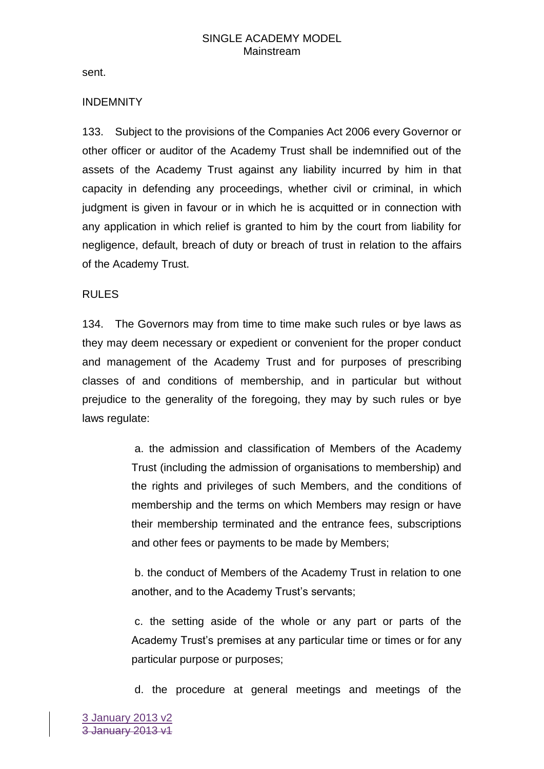sent.

## INDEMNITY

133. Subject to the provisions of the Companies Act 2006 every Governor or other officer or auditor of the Academy Trust shall be indemnified out of the assets of the Academy Trust against any liability incurred by him in that capacity in defending any proceedings, whether civil or criminal, in which judgment is given in favour or in which he is acquitted or in connection with any application in which relief is granted to him by the court from liability for negligence, default, breach of duty or breach of trust in relation to the affairs of the Academy Trust.

## RULES

134. The Governors may from time to time make such rules or bye laws as they may deem necessary or expedient or convenient for the proper conduct and management of the Academy Trust and for purposes of prescribing classes of and conditions of membership, and in particular but without prejudice to the generality of the foregoing, they may by such rules or bye laws regulate:

> a. the admission and classification of Members of the Academy Trust (including the admission of organisations to membership) and the rights and privileges of such Members, and the conditions of membership and the terms on which Members may resign or have their membership terminated and the entrance fees, subscriptions and other fees or payments to be made by Members;
>
> b. the conduct of Members of the Academy Trust in relation to one another, and to the Academy Trust's servants;
>
> c. the setting aside of the whole or any part or parts of the Academy Trust's premises at any particular time or times or for any particular purpose or purposes;
>
> d. the procedure at general meetings and meetings of the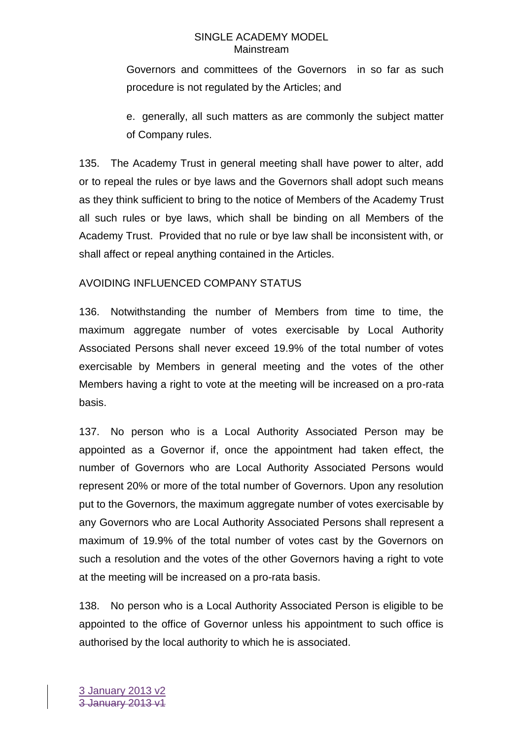Governors and committees of the Governors in so far as such procedure is not regulated by the Articles; and

e. generally, all such matters as are commonly the subject matter of Company rules.

135. The Academy Trust in general meeting shall have power to alter, add or to repeal the rules or bye laws and the Governors shall adopt such means as they think sufficient to bring to the notice of Members of the Academy Trust all such rules or bye laws, which shall be binding on all Members of the Academy Trust. Provided that no rule or bye law shall be inconsistent with, or shall affect or repeal anything contained in the Articles.

AVOIDING INFLUENCED COMPANY STATUS

136. Notwithstanding the number of Members from time to time, the maximum aggregate number of votes exercisable by Local Authority Associated Persons shall never exceed 19.9% of the total number of votes exercisable by Members in general meeting and the votes of the other Members having a right to vote at the meeting will be increased on a pro-rata basis.

137. No person who is a Local Authority Associated Person may be appointed as a Governor if, once the appointment had taken effect, the number of Governors who are Local Authority Associated Persons would represent 20% or more of the total number of Governors. Upon any resolution put to the Governors, the maximum aggregate number of votes exercisable by any Governors who are Local Authority Associated Persons shall represent a maximum of 19.9% of the total number of votes cast by the Governors on such a resolution and the votes of the other Governors having a right to vote at the meeting will be increased on a pro-rata basis.

138. No person who is a Local Authority Associated Person is eligible to be appointed to the office of Governor unless his appointment to such office is authorised by the local authority to which he is associated.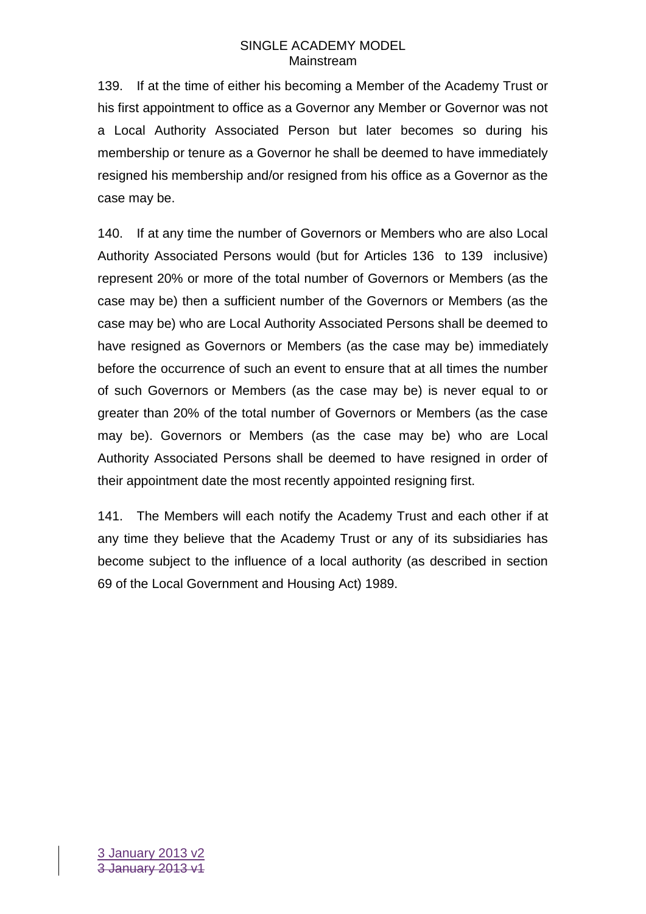139. If at the time of either his becoming a Member of the Academy Trust or his first appointment to office as a Governor any Member or Governor was not a Local Authority Associated Person but later becomes so during his membership or tenure as a Governor he shall be deemed to have immediately resigned his membership and/or resigned from his office as a Governor as the case may be.

140. If at any time the number of Governors or Members who are also Local Authority Associated Persons would (but for Articles 136 to 139 inclusive) represent 20% or more of the total number of Governors or Members (as the case may be) then a sufficient number of the Governors or Members (as the case may be) who are Local Authority Associated Persons shall be deemed to have resigned as Governors or Members (as the case may be) immediately before the occurrence of such an event to ensure that at all times the number of such Governors or Members (as the case may be) is never equal to or greater than 20% of the total number of Governors or Members (as the case may be). Governors or Members (as the case may be) who are Local Authority Associated Persons shall be deemed to have resigned in order of their appointment date the most recently appointed resigning first.

141. The Members will each notify the Academy Trust and each other if at any time they believe that the Academy Trust or any of its subsidiaries has become subject to the influence of a local authority (as described in section 69 of the Local Government and Housing Act) 1989.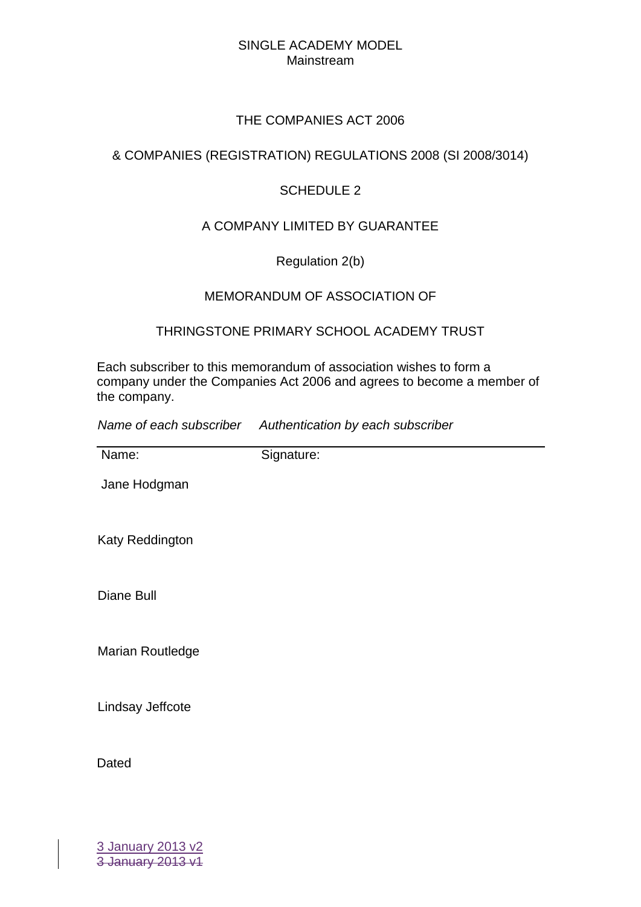SINGLE ACADEMY MODEL
Mainstream

THE COMPANIES ACT 2006

& COMPANIES (REGISTRATION) REGULATIONS 2008 (SI 2008/3014)

SCHEDULE 2

A COMPANY LIMITED BY GUARANTEE

Regulation 2(b)

MEMORANDUM OF ASSOCIATION OF

THRINGSTONE PRIMARY SCHOOL ACADEMY TRUST

Each subscriber to this memorandum of association wishes to form a company under the Companies Act 2006 and agrees to become a member of the company.

| *Name of each subscriber* | *Authentication by each subscriber* |
| --- | --- |
| Name: | Signature: |
| Jane Hodgman | |
| Katy Reddington | |
| Diane Bull | |
| Marian Routledge | |
| Lindsay Jeffcote | |

Dated

3 January 2013 v2
~~3 January 2013 v1~~